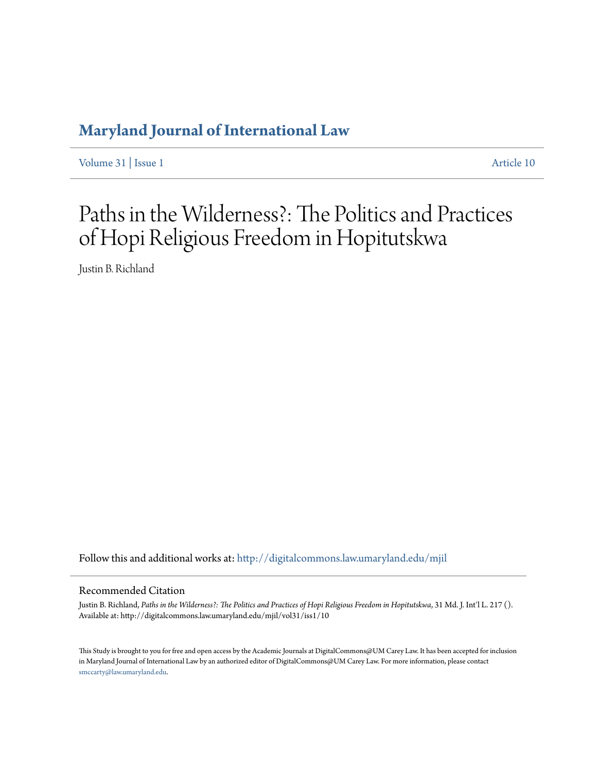# Maryland Journal of International Law

Volume 31 | Issue 1 Article 10

# Paths in the Wilderness?: The Politics and Practices of Hopi Religious Freedom in Hopitutskwa

Justin B. Richland

Follow this and additional works at: http://digitalcommons.law.umaryland.edu/mjil

## Recommended Citation

Justin B. Richland, *Paths in the Wilderness?: The Politics and Practices of Hopi Religious Freedom in Hopitutskwa*, 31 Md. J. Int'l L. 217 ().
Available at: http://digitalcommons.law.umaryland.edu/mjil/vol31/iss1/10

This Study is brought to you for free and open access by the Academic Journals at DigitalCommons@UM Carey Law. It has been accepted for inclusion in Maryland Journal of International Law by an authorized editor of DigitalCommons@UM Carey Law. For more information, please contact smccarty@law.umaryland.edu.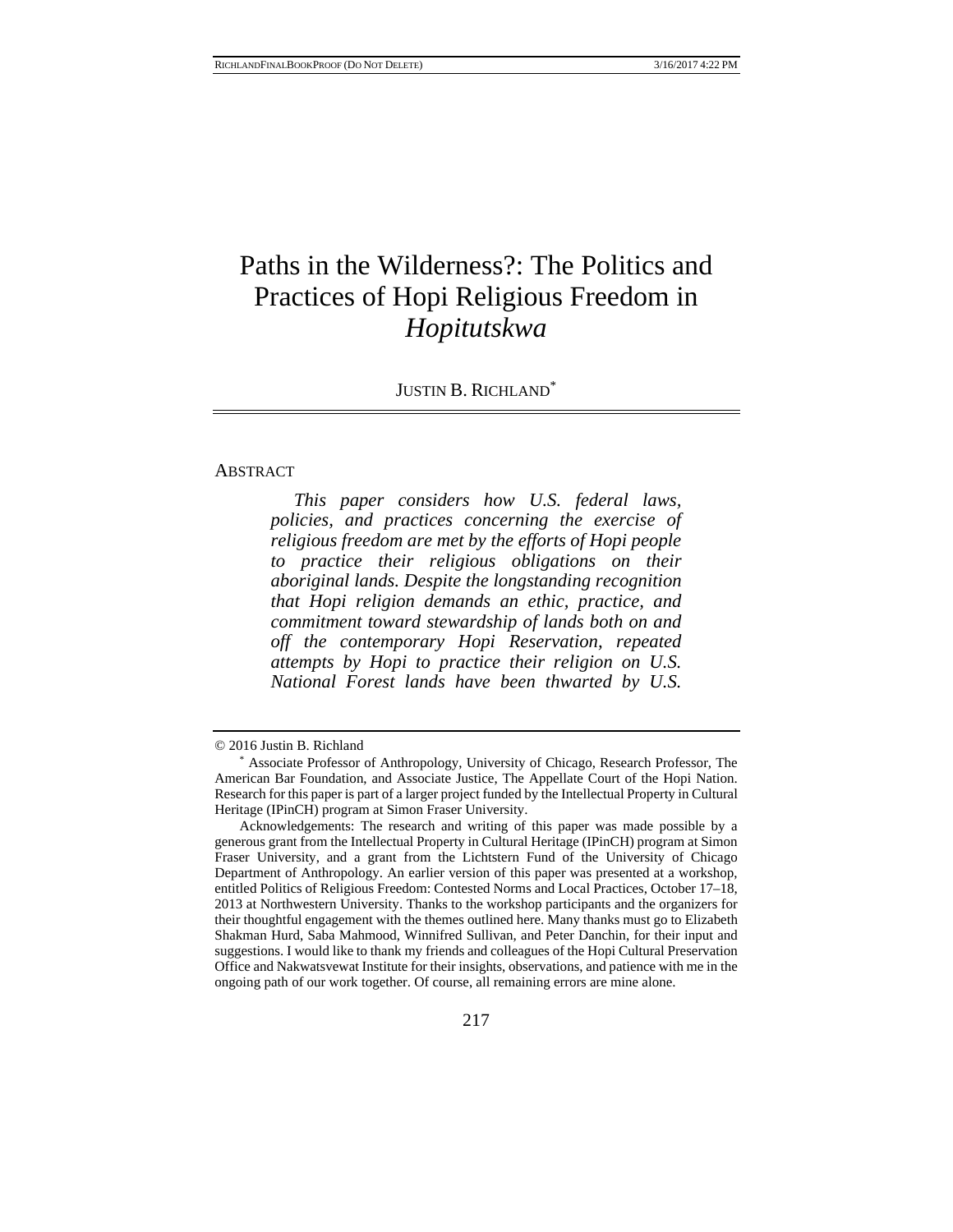# Paths in the Wilderness?: The Politics and Practices of Hopi Religious Freedom in *Hopitutskwa*

JUSTIN B. RICHLAND*

## ABSTRACT

*This paper considers how U.S. federal laws, policies, and practices concerning the exercise of religious freedom are met by the efforts of Hopi people to practice their religious obligations on their aboriginal lands. Despite the longstanding recognition that Hopi religion demands an ethic, practice, and commitment toward stewardship of lands both on and off the contemporary Hopi Reservation, repeated attempts by Hopi to practice their religion on U.S. National Forest lands have been thwarted by U.S.*

---

© 2016 Justin B. Richland

\* Associate Professor of Anthropology, University of Chicago, Research Professor, The American Bar Foundation, and Associate Justice, The Appellate Court of the Hopi Nation. Research for this paper is part of a larger project funded by the Intellectual Property in Cultural Heritage (IPinCH) program at Simon Fraser University.

Acknowledgements: The research and writing of this paper was made possible by a generous grant from the Intellectual Property in Cultural Heritage (IPinCH) program at Simon Fraser University, and a grant from the Lichtstern Fund of the University of Chicago Department of Anthropology. An earlier version of this paper was presented at a workshop, entitled Politics of Religious Freedom: Contested Norms and Local Practices, October 17–18, 2013 at Northwestern University. Thanks to the workshop participants and the organizers for their thoughtful engagement with the themes outlined here. Many thanks must go to Elizabeth Shakman Hurd, Saba Mahmood, Winnifred Sullivan, and Peter Danchin, for their input and suggestions. I would like to thank my friends and colleagues of the Hopi Cultural Preservation Office and Nakwatsvewat Institute for their insights, observations, and patience with me in the ongoing path of our work together. Of course, all remaining errors are mine alone.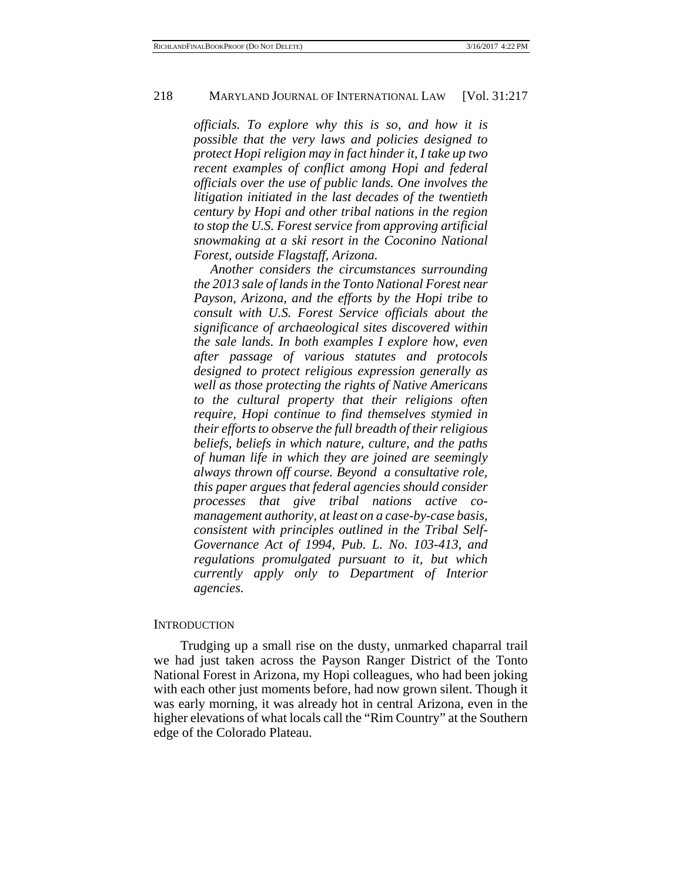*officials. To explore why this is so, and how it is possible that the very laws and policies designed to protect Hopi religion may in fact hinder it, I take up two recent examples of conflict among Hopi and federal officials over the use of public lands. One involves the litigation initiated in the last decades of the twentieth century by Hopi and other tribal nations in the region to stop the U.S. Forest service from approving artificial snowmaking at a ski resort in the Coconino National Forest, outside Flagstaff, Arizona.*

*Another considers the circumstances surrounding the 2013 sale of lands in the Tonto National Forest near Payson, Arizona, and the efforts by the Hopi tribe to consult with U.S. Forest Service officials about the significance of archaeological sites discovered within the sale lands. In both examples I explore how, even after passage of various statutes and protocols designed to protect religious expression generally as well as those protecting the rights of Native Americans to the cultural property that their religions often require, Hopi continue to find themselves stymied in their efforts to observe the full breadth of their religious beliefs, beliefs in which nature, culture, and the paths of human life in which they are joined are seemingly always thrown off course. Beyond a consultative role, this paper argues that federal agencies should consider processes that give tribal nations active co-management authority, at least on a case-by-case basis, consistent with principles outlined in the Tribal Self-Governance Act of 1994, Pub. L. No. 103-413, and regulations promulgated pursuant to it, but which currently apply only to Department of Interior agencies.*

## INTRODUCTION

Trudging up a small rise on the dusty, unmarked chaparral trail we had just taken across the Payson Ranger District of the Tonto National Forest in Arizona, my Hopi colleagues, who had been joking with each other just moments before, had now grown silent. Though it was early morning, it was already hot in central Arizona, even in the higher elevations of what locals call the "Rim Country" at the Southern edge of the Colorado Plateau.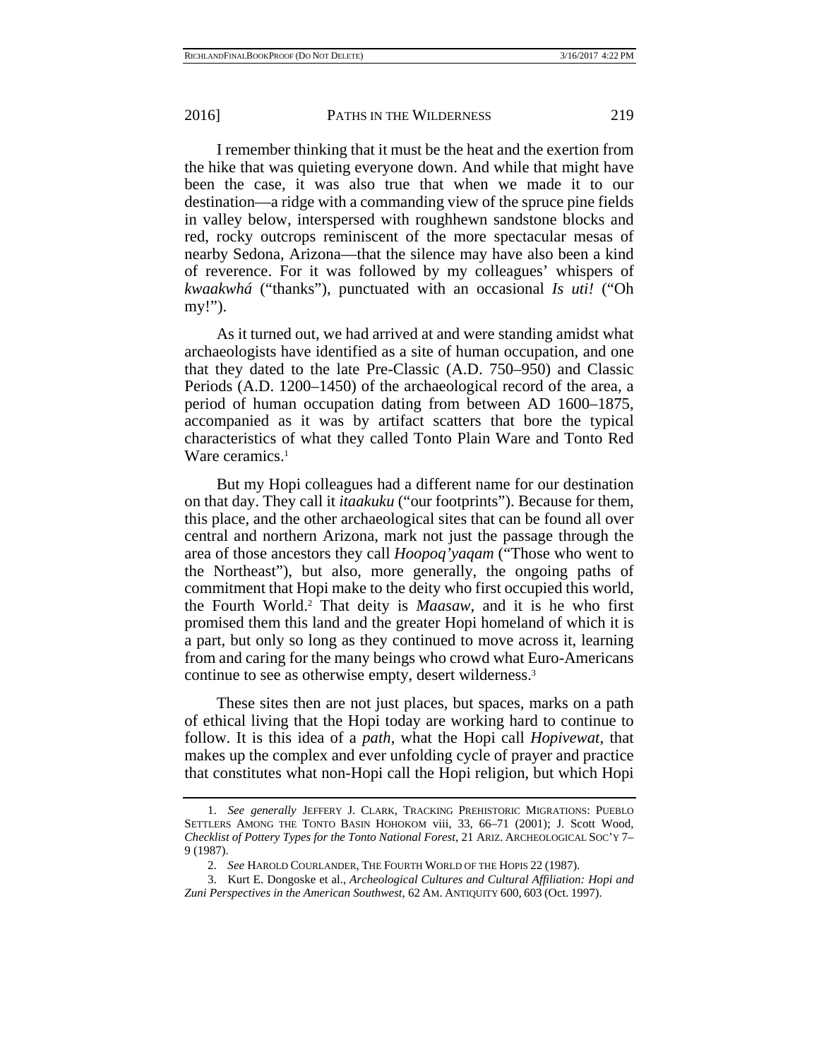I remember thinking that it must be the heat and the exertion from the hike that was quieting everyone down. And while that might have been the case, it was also true that when we made it to our destination—a ridge with a commanding view of the spruce pine fields in valley below, interspersed with roughhewn sandstone blocks and red, rocky outcrops reminiscent of the more spectacular mesas of nearby Sedona, Arizona—that the silence may have also been a kind of reverence. For it was followed by my colleagues' whispers of *kwaakwhá* ("thanks"), punctuated with an occasional *Is uti!* ("Oh my!").

As it turned out, we had arrived at and were standing amidst what archaeologists have identified as a site of human occupation, and one that they dated to the late Pre-Classic (A.D. 750–950) and Classic Periods (A.D. 1200–1450) of the archaeological record of the area, a period of human occupation dating from between AD 1600–1875, accompanied as it was by artifact scatters that bore the typical characteristics of what they called Tonto Plain Ware and Tonto Red Ware ceramics.[1]

But my Hopi colleagues had a different name for our destination on that day. They call it *itaakuku* ("our footprints"). Because for them, this place, and the other archaeological sites that can be found all over central and northern Arizona, mark not just the passage through the area of those ancestors they call *Hoopoq'yaqam* ("Those who went to the Northeast"), but also, more generally, the ongoing paths of commitment that Hopi make to the deity who first occupied this world, the Fourth World.[2] That deity is *Maasaw*, and it is he who first promised them this land and the greater Hopi homeland of which it is a part, but only so long as they continued to move across it, learning from and caring for the many beings who crowd what Euro-Americans continue to see as otherwise empty, desert wilderness.[3]

These sites then are not just places, but spaces, marks on a path of ethical living that the Hopi today are working hard to continue to follow. It is this idea of a *path*, what the Hopi call *Hopivewat*, that makes up the complex and ever unfolding cycle of prayer and practice that constitutes what non-Hopi call the Hopi religion, but which Hopi

---

1. *See generally* JEFFERY J. CLARK, TRACKING PREHISTORIC MIGRATIONS: PUEBLO SETTLERS AMONG THE TONTO BASIN HOHOKOM viii, 33, 66–71 (2001); J. Scott Wood, *Checklist of Pottery Types for the Tonto National Forest*, 21 ARIZ. ARCHEOLOGICAL SOC'Y 7–9 (1987).

2. *See* HAROLD COURLANDER, THE FOURTH WORLD OF THE HOPIS 22 (1987).

3. Kurt E. Dongoske et al., *Archeological Cultures and Cultural Affiliation: Hopi and Zuni Perspectives in the American Southwest*, 62 AM. ANTIQUITY 600, 603 (Oct. 1997).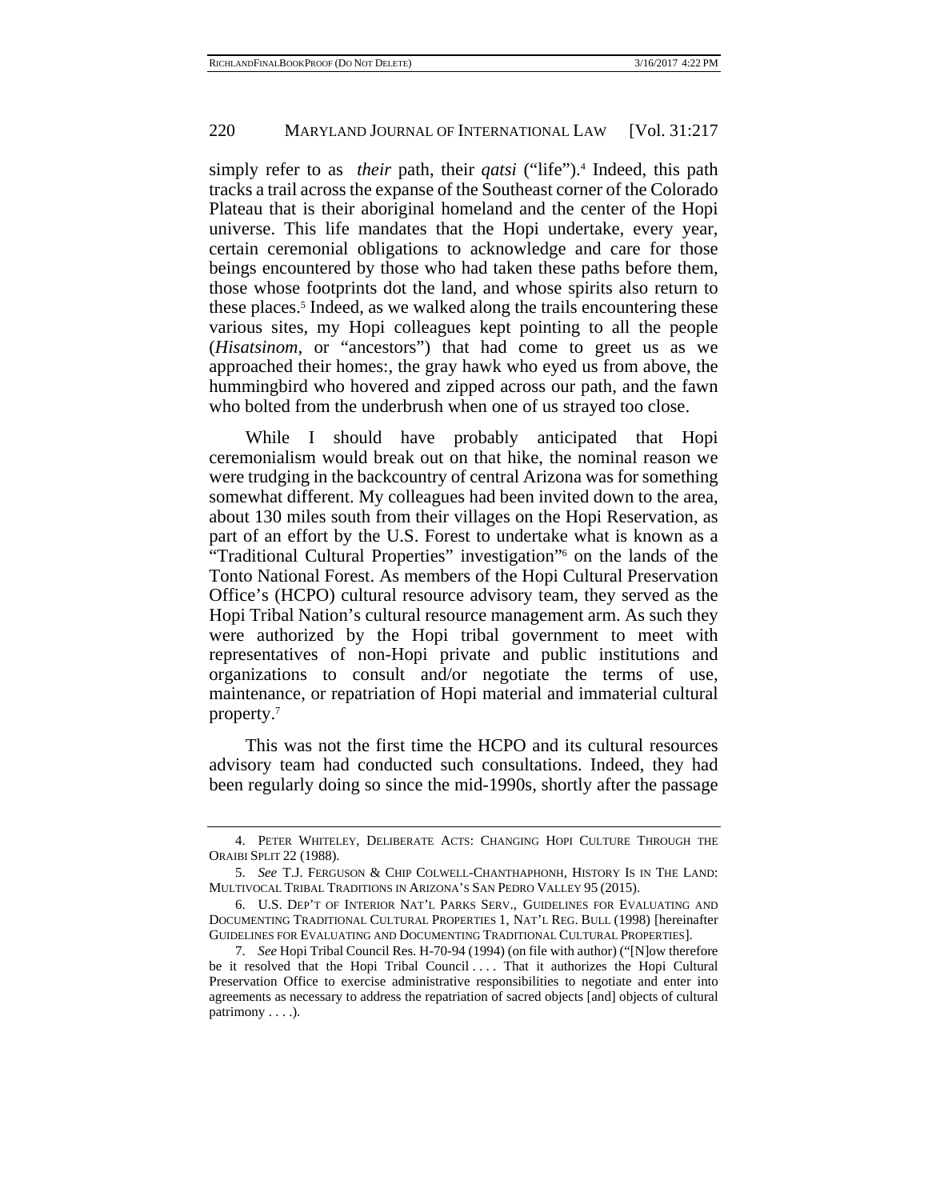simply refer to as *their* path, their *qatsi* ("life").[4] Indeed, this path tracks a trail across the expanse of the Southeast corner of the Colorado Plateau that is their aboriginal homeland and the center of the Hopi universe. This life mandates that the Hopi undertake, every year, certain ceremonial obligations to acknowledge and care for those beings encountered by those who had taken these paths before them, those whose footprints dot the land, and whose spirits also return to these places.[5] Indeed, as we walked along the trails encountering these various sites, my Hopi colleagues kept pointing to all the people (*Hisatsinom*, or "ancestors") that had come to greet us as we approached their homes:, the gray hawk who eyed us from above, the hummingbird who hovered and zipped across our path, and the fawn who bolted from the underbrush when one of us strayed too close.

While I should have probably anticipated that Hopi ceremonialism would break out on that hike, the nominal reason we were trudging in the backcountry of central Arizona was for something somewhat different. My colleagues had been invited down to the area, about 130 miles south from their villages on the Hopi Reservation, as part of an effort by the U.S. Forest to undertake what is known as a "Traditional Cultural Properties" investigation"[6] on the lands of the Tonto National Forest. As members of the Hopi Cultural Preservation Office's (HCPO) cultural resource advisory team, they served as the Hopi Tribal Nation's cultural resource management arm. As such they were authorized by the Hopi tribal government to meet with representatives of non-Hopi private and public institutions and organizations to consult and/or negotiate the terms of use, maintenance, or repatriation of Hopi material and immaterial cultural property.[7]

This was not the first time the HCPO and its cultural resources advisory team had conducted such consultations. Indeed, they had been regularly doing so since the mid-1990s, shortly after the passage

---

4. PETER WHITELEY, DELIBERATE ACTS: CHANGING HOPI CULTURE THROUGH THE ORAIBI SPLIT 22 (1988).

5. *See* T.J. FERGUSON & CHIP COLWELL-CHANTHAPHONH, HISTORY IS IN THE LAND: MULTIVOCAL TRIBAL TRADITIONS IN ARIZONA'S SAN PEDRO VALLEY 95 (2015).

6. U.S. DEP'T OF INTERIOR NAT'L PARKS SERV., GUIDELINES FOR EVALUATING AND DOCUMENTING TRADITIONAL CULTURAL PROPERTIES 1, NAT'L REG. BULL (1998) [hereinafter GUIDELINES FOR EVALUATING AND DOCUMENTING TRADITIONAL CULTURAL PROPERTIES].

7. *See* Hopi Tribal Council Res. H-70-94 (1994) (on file with author) ("[N]ow therefore be it resolved that the Hopi Tribal Council . . . . That it authorizes the Hopi Cultural Preservation Office to exercise administrative responsibilities to negotiate and enter into agreements as necessary to address the repatriation of sacred objects [and] objects of cultural patrimony . . . .).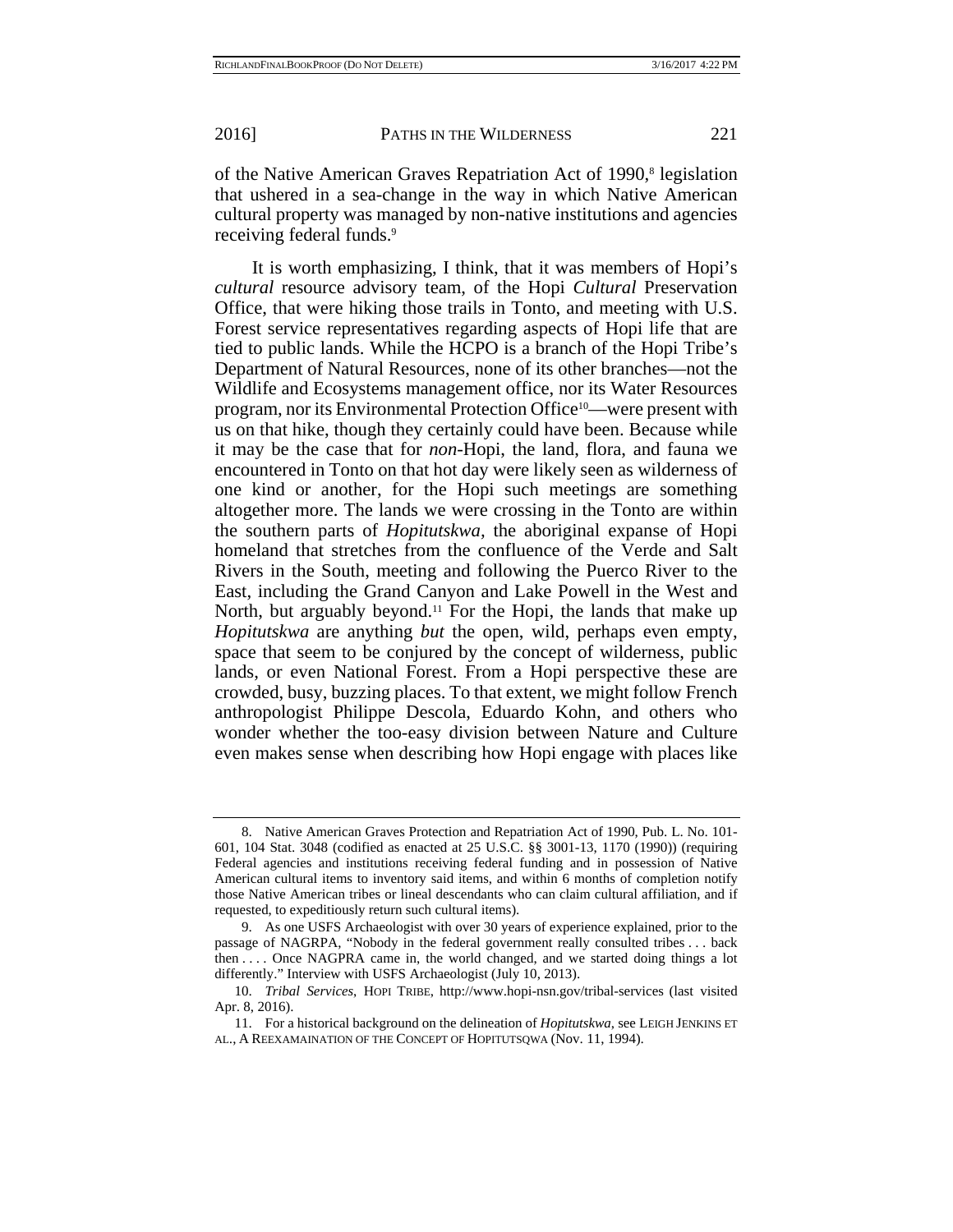of the Native American Graves Repatriation Act of 1990,[8] legislation that ushered in a sea-change in the way in which Native American cultural property was managed by non-native institutions and agencies receiving federal funds.[9]

It is worth emphasizing, I think, that it was members of Hopi's *cultural* resource advisory team, of the Hopi *Cultural* Preservation Office, that were hiking those trails in Tonto, and meeting with U.S. Forest service representatives regarding aspects of Hopi life that are tied to public lands. While the HCPO is a branch of the Hopi Tribe's Department of Natural Resources, none of its other branches—not the Wildlife and Ecosystems management office, nor its Water Resources program, nor its Environmental Protection Office[10]—were present with us on that hike, though they certainly could have been. Because while it may be the case that for *non*-Hopi, the land, flora, and fauna we encountered in Tonto on that hot day were likely seen as wilderness of one kind or another, for the Hopi such meetings are something altogether more. The lands we were crossing in the Tonto are within the southern parts of *Hopitutskwa*, the aboriginal expanse of Hopi homeland that stretches from the confluence of the Verde and Salt Rivers in the South, meeting and following the Puerco River to the East, including the Grand Canyon and Lake Powell in the West and North, but arguably beyond.[11] For the Hopi, the lands that make up *Hopitutskwa* are anything *but* the open, wild, perhaps even empty, space that seem to be conjured by the concept of wilderness, public lands, or even National Forest. From a Hopi perspective these are crowded, busy, buzzing places. To that extent, we might follow French anthropologist Philippe Descola, Eduardo Kohn, and others who wonder whether the too-easy division between Nature and Culture even makes sense when describing how Hopi engage with places like

---

8. Native American Graves Protection and Repatriation Act of 1990, Pub. L. No. 101-601, 104 Stat. 3048 (codified as enacted at 25 U.S.C. §§ 3001-13, 1170 (1990)) (requiring Federal agencies and institutions receiving federal funding and in possession of Native American cultural items to inventory said items, and within 6 months of completion notify those Native American tribes or lineal descendants who can claim cultural affiliation, and if requested, to expeditiously return such cultural items).

9. As one USFS Archaeologist with over 30 years of experience explained, prior to the passage of NAGRPA, "Nobody in the federal government really consulted tribes . . . back then . . . . Once NAGPRA came in, the world changed, and we started doing things a lot differently." Interview with USFS Archaeologist (July 10, 2013).

10. *Tribal Services*, HOPI TRIBE, http://www.hopi-nsn.gov/tribal-services (last visited Apr. 8, 2016).

11. For a historical background on the delineation of *Hopitutskwa*, see LEIGH JENKINS ET AL., A REEXAMAINATION OF THE CONCEPT OF HOPITUTSQWA (Nov. 11, 1994).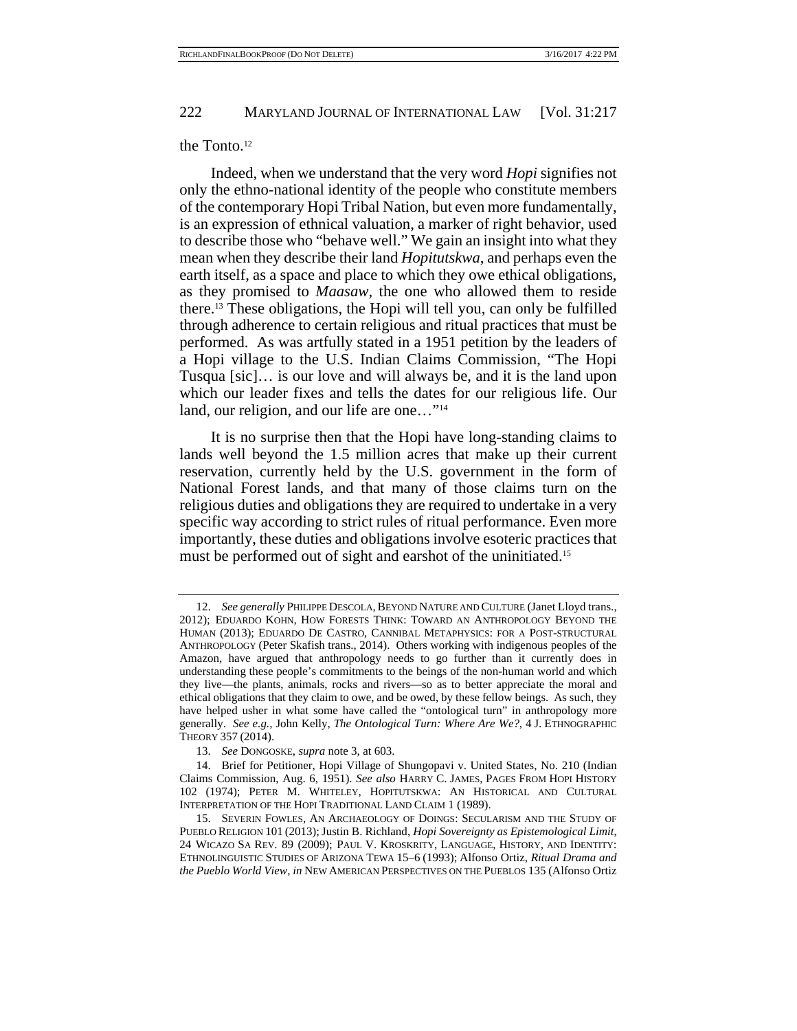the Tonto.[12]

Indeed, when we understand that the very word *Hopi* signifies not only the ethno-national identity of the people who constitute members of the contemporary Hopi Tribal Nation, but even more fundamentally, is an expression of ethnical valuation, a marker of right behavior, used to describe those who "behave well." We gain an insight into what they mean when they describe their land *Hopitutskwa*, and perhaps even the earth itself, as a space and place to which they owe ethical obligations, as they promised to *Maasaw*, the one who allowed them to reside there.[13] These obligations, the Hopi will tell you, can only be fulfilled through adherence to certain religious and ritual practices that must be performed. As was artfully stated in a 1951 petition by the leaders of a Hopi village to the U.S. Indian Claims Commission, "The Hopi Tusqua [sic]… is our love and will always be, and it is the land upon which our leader fixes and tells the dates for our religious life. Our land, our religion, and our life are one…"[14]

It is no surprise then that the Hopi have long-standing claims to lands well beyond the 1.5 million acres that make up their current reservation, currently held by the U.S. government in the form of National Forest lands, and that many of those claims turn on the religious duties and obligations they are required to undertake in a very specific way according to strict rules of ritual performance. Even more importantly, these duties and obligations involve esoteric practices that must be performed out of sight and earshot of the uninitiated.[15]

---

12. *See generally* PHILIPPE DESCOLA, BEYOND NATURE AND CULTURE (Janet Lloyd trans., 2012); EDUARDO KOHN, HOW FORESTS THINK: TOWARD AN ANTHROPOLOGY BEYOND THE HUMAN (2013); EDUARDO DE CASTRO, CANNIBAL METAPHYSICS: FOR A POST-STRUCTURAL ANTHROPOLOGY (Peter Skafish trans., 2014). Others working with indigenous peoples of the Amazon, have argued that anthropology needs to go further than it currently does in understanding these people's commitments to the beings of the non-human world and which they live—the plants, animals, rocks and rivers—so as to better appreciate the moral and ethical obligations that they claim to owe, and be owed, by these fellow beings. As such, they have helped usher in what some have called the "ontological turn" in anthropology more generally. *See e.g.*, John Kelly, *The Ontological Turn: Where Are We?*, 4 J. ETHNOGRAPHIC THEORY 357 (2014).

13. *See* DONGOSKE, *supra* note 3, at 603.

14. Brief for Petitioner, Hopi Village of Shungopavi v. United States, No. 210 (Indian Claims Commission, Aug. 6, 1951). *See also* HARRY C. JAMES, PAGES FROM HOPI HISTORY 102 (1974); PETER M. WHITELEY, HOPITUTSKWA: AN HISTORICAL AND CULTURAL INTERPRETATION OF THE HOPI TRADITIONAL LAND CLAIM 1 (1989).

15. SEVERIN FOWLES, AN ARCHAEOLOGY OF DOINGS: SECULARISM AND THE STUDY OF PUEBLO RELIGION 101 (2013); Justin B. Richland, *Hopi Sovereignty as Epistemological Limit*, 24 WICAZO SA REV. 89 (2009); PAUL V. KROSKRITY, LANGUAGE, HISTORY, AND IDENTITY: ETHNOLINGUISTIC STUDIES OF ARIZONA TEWA 15–6 (1993); Alfonso Ortiz, *Ritual Drama and the Pueblo World View*, *in* NEW AMERICAN PERSPECTIVES ON THE PUEBLOS 135 (Alfonso Ortiz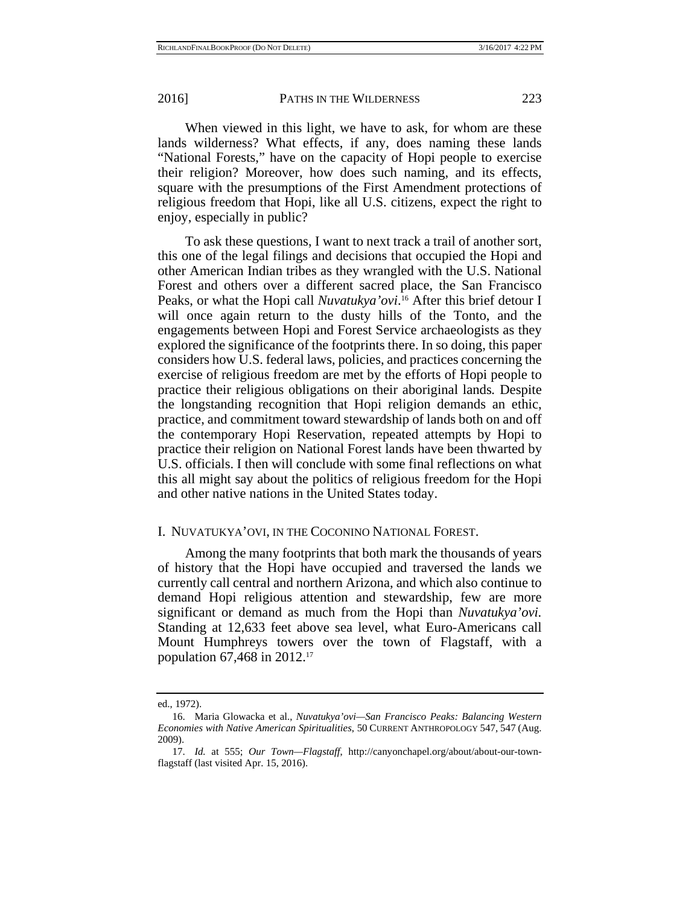When viewed in this light, we have to ask, for whom are these lands wilderness? What effects, if any, does naming these lands "National Forests," have on the capacity of Hopi people to exercise their religion? Moreover, how does such naming, and its effects, square with the presumptions of the First Amendment protections of religious freedom that Hopi, like all U.S. citizens, expect the right to enjoy, especially in public?

To ask these questions, I want to next track a trail of another sort, this one of the legal filings and decisions that occupied the Hopi and other American Indian tribes as they wrangled with the U.S. National Forest and others over a different sacred place, the San Francisco Peaks, or what the Hopi call *Nuvatukya'ovi*.[16] After this brief detour I will once again return to the dusty hills of the Tonto, and the engagements between Hopi and Forest Service archaeologists as they explored the significance of the footprints there. In so doing, this paper considers how U.S. federal laws, policies, and practices concerning the exercise of religious freedom are met by the efforts of Hopi people to practice their religious obligations on their aboriginal lands. Despite the longstanding recognition that Hopi religion demands an ethic, practice, and commitment toward stewardship of lands both on and off the contemporary Hopi Reservation, repeated attempts by Hopi to practice their religion on National Forest lands have been thwarted by U.S. officials. I then will conclude with some final reflections on what this all might say about the politics of religious freedom for the Hopi and other native nations in the United States today.

## I. NUVATUKYA'OVI, IN THE COCONINO NATIONAL FOREST.

Among the many footprints that both mark the thousands of years of history that the Hopi have occupied and traversed the lands we currently call central and northern Arizona, and which also continue to demand Hopi religious attention and stewardship, few are more significant or demand as much from the Hopi than *Nuvatukya'ovi*. Standing at 12,633 feet above sea level, what Euro-Americans call Mount Humphreys towers over the town of Flagstaff, with a population 67,468 in 2012.[17]

---

ed., 1972).

16. Maria Glowacka et al., *Nuvatukya'ovi—San Francisco Peaks: Balancing Western Economies with Native American Spiritualities*, 50 CURRENT ANTHROPOLOGY 547, 547 (Aug. 2009).

17. *Id.* at 555; *Our Town—Flagstaff*, http://canyonchapel.org/about/about-our-town-flagstaff (last visited Apr. 15, 2016).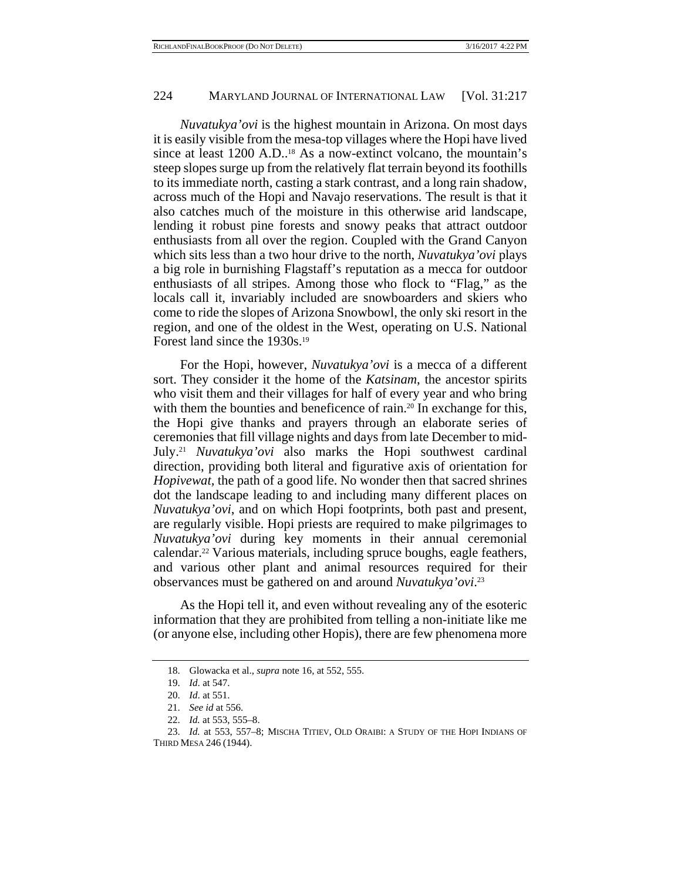*Nuvatukya'ovi* is the highest mountain in Arizona. On most days it is easily visible from the mesa-top villages where the Hopi have lived since at least 1200 A.D..[18] As a now-extinct volcano, the mountain's steep slopes surge up from the relatively flat terrain beyond its foothills to its immediate north, casting a stark contrast, and a long rain shadow, across much of the Hopi and Navajo reservations. The result is that it also catches much of the moisture in this otherwise arid landscape, lending it robust pine forests and snowy peaks that attract outdoor enthusiasts from all over the region. Coupled with the Grand Canyon which sits less than a two hour drive to the north, *Nuvatukya'ovi* plays a big role in burnishing Flagstaff's reputation as a mecca for outdoor enthusiasts of all stripes. Among those who flock to "Flag," as the locals call it, invariably included are snowboarders and skiers who come to ride the slopes of Arizona Snowbowl, the only ski resort in the region, and one of the oldest in the West, operating on U.S. National Forest land since the 1930s.[19]

For the Hopi, however, *Nuvatukya'ovi* is a mecca of a different sort. They consider it the home of the *Katsinam*, the ancestor spirits who visit them and their villages for half of every year and who bring with them the bounties and beneficence of rain.[20] In exchange for this, the Hopi give thanks and prayers through an elaborate series of ceremonies that fill village nights and days from late December to mid-July.[21] *Nuvatukya'ovi* also marks the Hopi southwest cardinal direction, providing both literal and figurative axis of orientation for *Hopivewat*, the path of a good life. No wonder then that sacred shrines dot the landscape leading to and including many different places on *Nuvatukya'ovi*, and on which Hopi footprints, both past and present, are regularly visible. Hopi priests are required to make pilgrimages to *Nuvatukya'ovi* during key moments in their annual ceremonial calendar.[22] Various materials, including spruce boughs, eagle feathers, and various other plant and animal resources required for their observances must be gathered on and around *Nuvatukya'ovi*.[23]

As the Hopi tell it, and even without revealing any of the esoteric information that they are prohibited from telling a non-initiate like me (or anyone else, including other Hopis), there are few phenomena more

---

18. Glowacka et al., *supra* note 16, at 552, 555.

19. *Id.* at 547.

20. *Id.* at 551.

21. *See id* at 556.

22. *Id.* at 553, 555–8.

23. *Id.* at 553, 557–8; MISCHA TITIEV, OLD ORAIBI: A STUDY OF THE HOPI INDIANS OF THIRD MESA 246 (1944).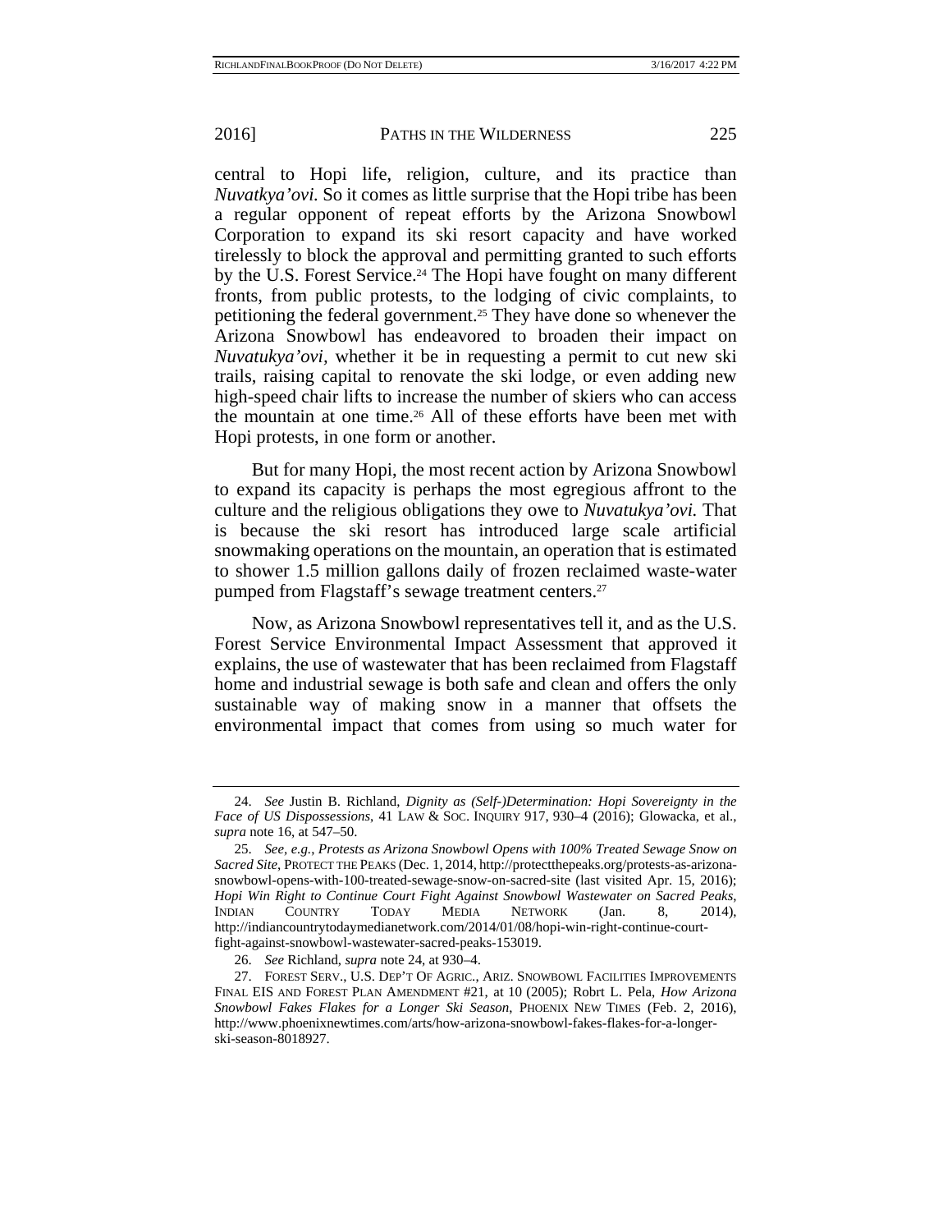central to Hopi life, religion, culture, and its practice than *Nuvatkya'ovi.* So it comes as little surprise that the Hopi tribe has been a regular opponent of repeat efforts by the Arizona Snowbowl Corporation to expand its ski resort capacity and have worked tirelessly to block the approval and permitting granted to such efforts by the U.S. Forest Service.[24] The Hopi have fought on many different fronts, from public protests, to the lodging of civic complaints, to petitioning the federal government.[25] They have done so whenever the Arizona Snowbowl has endeavored to broaden their impact on *Nuvatukya'ovi*, whether it be in requesting a permit to cut new ski trails, raising capital to renovate the ski lodge, or even adding new high-speed chair lifts to increase the number of skiers who can access the mountain at one time.[26] All of these efforts have been met with Hopi protests, in one form or another.

But for many Hopi, the most recent action by Arizona Snowbowl to expand its capacity is perhaps the most egregious affront to the culture and the religious obligations they owe to *Nuvatukya'ovi.* That is because the ski resort has introduced large scale artificial snowmaking operations on the mountain, an operation that is estimated to shower 1.5 million gallons daily of frozen reclaimed waste-water pumped from Flagstaff's sewage treatment centers.[27]

Now, as Arizona Snowbowl representatives tell it, and as the U.S. Forest Service Environmental Impact Assessment that approved it explains, the use of wastewater that has been reclaimed from Flagstaff home and industrial sewage is both safe and clean and offers the only sustainable way of making snow in a manner that offsets the environmental impact that comes from using so much water for

---

24. *See* Justin B. Richland, *Dignity as (Self-)Determination: Hopi Sovereignty in the Face of US Dispossessions*, 41 LAW & SOC. INQUIRY 917, 930–4 (2016); Glowacka, et al., *supra* note 16, at 547–50.

25. *See, e.g.*, *Protests as Arizona Snowbowl Opens with 100% Treated Sewage Snow on Sacred Site*, PROTECT THE PEAKS (Dec. 1, 2014, http://protectthepeaks.org/protests-as-arizona-snowbowl-opens-with-100-treated-sewage-snow-on-sacred-site (last visited Apr. 15, 2016); *Hopi Win Right to Continue Court Fight Against Snowbowl Wastewater on Sacred Peaks*, INDIAN COUNTRY TODAY MEDIA NETWORK (Jan. 8, 2014), http://indiancountrytodaymedianetwork.com/2014/01/08/hopi-win-right-continue-court-fight-against-snowbowl-wastewater-sacred-peaks-153019.

26. *See* Richland, *supra* note 24, at 930–4.

27. FOREST SERV., U.S. DEP'T OF AGRIC., ARIZ. SNOWBOWL FACILITIES IMPROVEMENTS FINAL EIS AND FOREST PLAN AMENDMENT #21, at 10 (2005); Robrt L. Pela, *How Arizona Snowbowl Fakes Flakes for a Longer Ski Season*, PHOENIX NEW TIMES (Feb. 2, 2016), http://www.phoenixnewtimes.com/arts/how-arizona-snowbowl-fakes-flakes-for-a-longer-ski-season-8018927.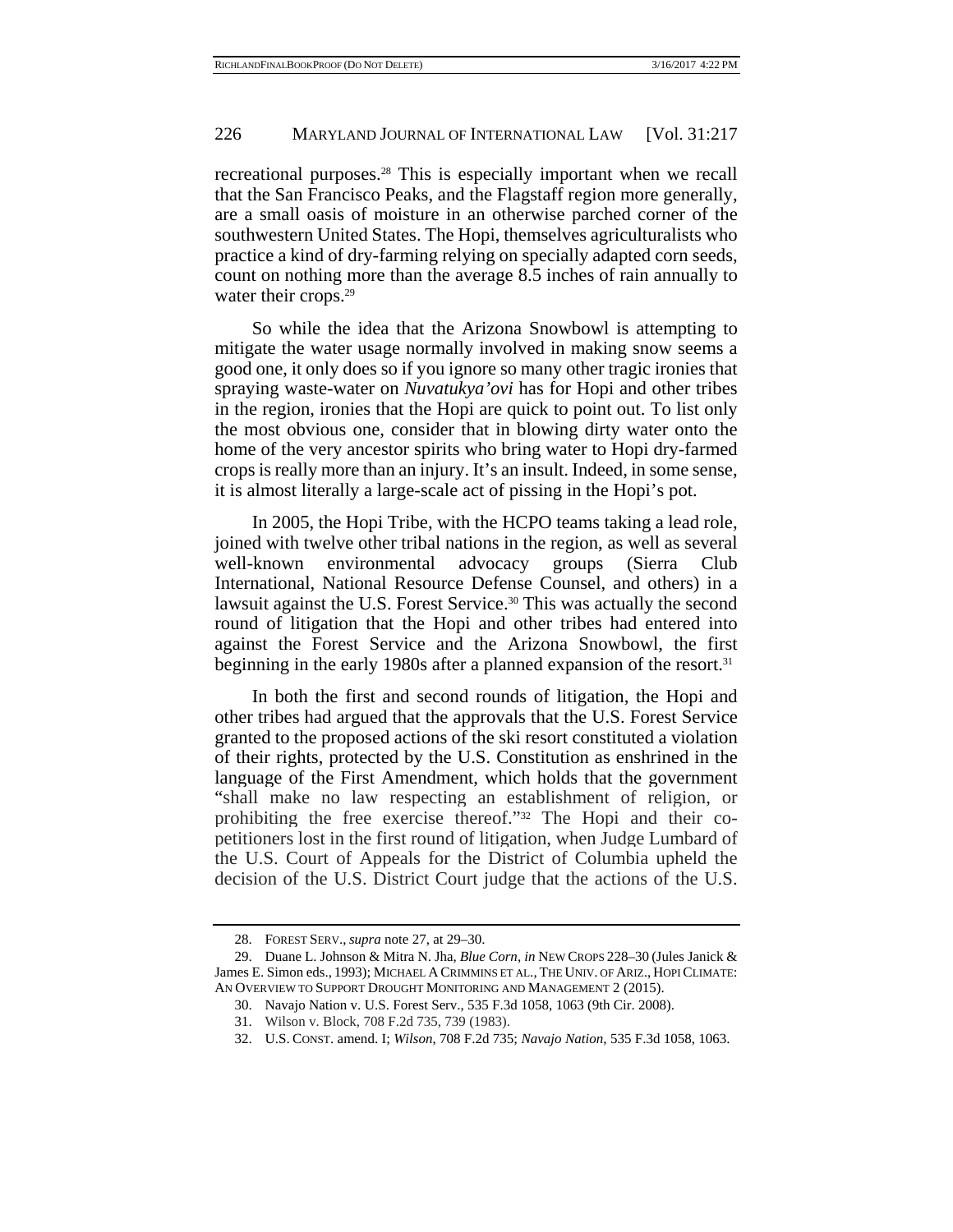recreational purposes.[28] This is especially important when we recall that the San Francisco Peaks, and the Flagstaff region more generally, are a small oasis of moisture in an otherwise parched corner of the southwestern United States. The Hopi, themselves agriculturalists who practice a kind of dry-farming relying on specially adapted corn seeds, count on nothing more than the average 8.5 inches of rain annually to water their crops.[29]

So while the idea that the Arizona Snowbowl is attempting to mitigate the water usage normally involved in making snow seems a good one, it only does so if you ignore so many other tragic ironies that spraying waste-water on *Nuvatukya'ovi* has for Hopi and other tribes in the region, ironies that the Hopi are quick to point out. To list only the most obvious one, consider that in blowing dirty water onto the home of the very ancestor spirits who bring water to Hopi dry-farmed crops is really more than an injury. It's an insult. Indeed, in some sense, it is almost literally a large-scale act of pissing in the Hopi's pot.

In 2005, the Hopi Tribe, with the HCPO teams taking a lead role, joined with twelve other tribal nations in the region, as well as several well-known environmental advocacy groups (Sierra Club International, National Resource Defense Counsel, and others) in a lawsuit against the U.S. Forest Service.[30] This was actually the second round of litigation that the Hopi and other tribes had entered into against the Forest Service and the Arizona Snowbowl, the first beginning in the early 1980s after a planned expansion of the resort.[31]

In both the first and second rounds of litigation, the Hopi and other tribes had argued that the approvals that the U.S. Forest Service granted to the proposed actions of the ski resort constituted a violation of their rights, protected by the U.S. Constitution as enshrined in the language of the First Amendment, which holds that the government "shall make no law respecting an establishment of religion, or prohibiting the free exercise thereof."[32] The Hopi and their co-petitioners lost in the first round of litigation, when Judge Lumbard of the U.S. Court of Appeals for the District of Columbia upheld the decision of the U.S. District Court judge that the actions of the U.S.

---

28. FOREST SERV., *supra* note 27, at 29–30.

29. Duane L. Johnson & Mitra N. Jha, *Blue Corn*, *in* NEW CROPS 228–30 (Jules Janick & James E. Simon eds., 1993); MICHAEL A CRIMMINS ET AL., THE UNIV. OF ARIZ., HOPI CLIMATE: AN OVERVIEW TO SUPPORT DROUGHT MONITORING AND MANAGEMENT 2 (2015).

30. Navajo Nation v. U.S. Forest Serv., 535 F.3d 1058, 1063 (9th Cir. 2008).

31. Wilson v. Block, 708 F.2d 735, 739 (1983).

32. U.S. CONST. amend. I; *Wilson*, 708 F.2d 735; *Navajo Nation*, 535 F.3d 1058, 1063.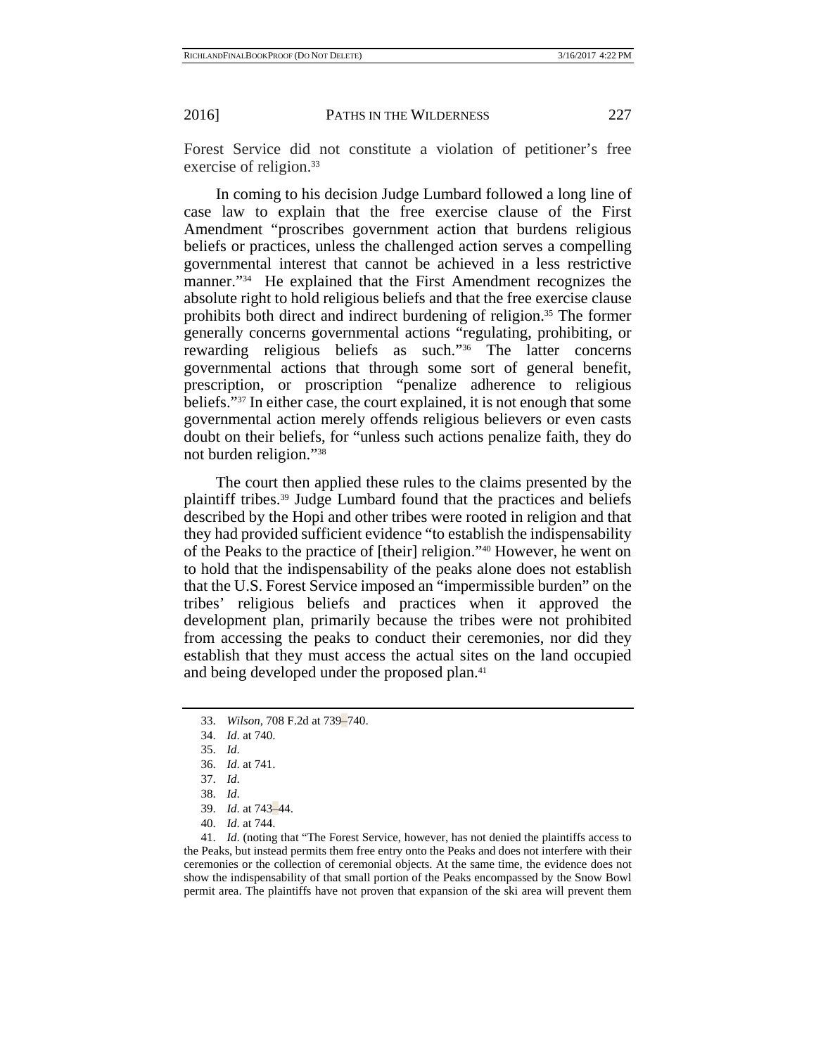Forest Service did not constitute a violation of petitioner's free exercise of religion.[33]

In coming to his decision Judge Lumbard followed a long line of case law to explain that the free exercise clause of the First Amendment "proscribes government action that burdens religious beliefs or practices, unless the challenged action serves a compelling governmental interest that cannot be achieved in a less restrictive manner."[34] He explained that the First Amendment recognizes the absolute right to hold religious beliefs and that the free exercise clause prohibits both direct and indirect burdening of religion.[35] The former generally concerns governmental actions "regulating, prohibiting, or rewarding religious beliefs as such."[36] The latter concerns governmental actions that through some sort of general benefit, prescription, or proscription "penalize adherence to religious beliefs."[37] In either case, the court explained, it is not enough that some governmental action merely offends religious believers or even casts doubt on their beliefs, for "unless such actions penalize faith, they do not burden religion."[38]

The court then applied these rules to the claims presented by the plaintiff tribes.[39] Judge Lumbard found that the practices and beliefs described by the Hopi and other tribes were rooted in religion and that they had provided sufficient evidence "to establish the indispensability of the Peaks to the practice of [their] religion."[40] However, he went on to hold that the indispensability of the peaks alone does not establish that the U.S. Forest Service imposed an "impermissible burden" on the tribes' religious beliefs and practices when it approved the development plan, primarily because the tribes were not prohibited from accessing the peaks to conduct their ceremonies, nor did they establish that they must access the actual sites on the land occupied and being developed under the proposed plan.[41]

---

33. *Wilson*, 708 F.2d at 739–740.

34. *Id*. at 740.

35. *Id*.

36. *Id*. at 741.

37. *Id*.

38. *Id*.

39. *Id*. at 743–44.

40. *Id*. at 744.

41. *Id*. (noting that "The Forest Service, however, has not denied the plaintiffs access to the Peaks, but instead permits them free entry onto the Peaks and does not interfere with their ceremonies or the collection of ceremonial objects. At the same time, the evidence does not show the indispensability of that small portion of the Peaks encompassed by the Snow Bowl permit area. The plaintiffs have not proven that expansion of the ski area will prevent them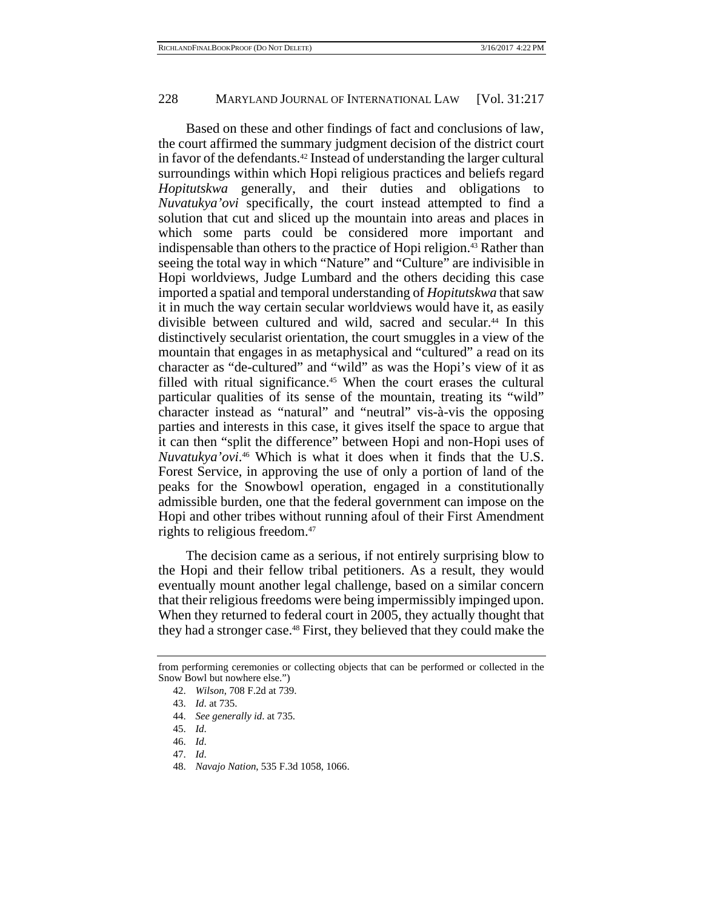Based on these and other findings of fact and conclusions of law, the court affirmed the summary judgment decision of the district court in favor of the defendants.[42] Instead of understanding the larger cultural surroundings within which Hopi religious practices and beliefs regard *Hopitutskwa* generally, and their duties and obligations to *Nuvatukya'ovi* specifically, the court instead attempted to find a solution that cut and sliced up the mountain into areas and places in which some parts could be considered more important and indispensable than others to the practice of Hopi religion.[43] Rather than seeing the total way in which "Nature" and "Culture" are indivisible in Hopi worldviews, Judge Lumbard and the others deciding this case imported a spatial and temporal understanding of *Hopitutskwa* that saw it in much the way certain secular worldviews would have it, as easily divisible between cultured and wild, sacred and secular.[44] In this distinctively secularist orientation, the court smuggles in a view of the mountain that engages in as metaphysical and "cultured" a read on its character as "de-cultured" and "wild" as was the Hopi's view of it as filled with ritual significance.[45] When the court erases the cultural particular qualities of its sense of the mountain, treating its "wild" character instead as "natural" and "neutral" vis-à-vis the opposing parties and interests in this case, it gives itself the space to argue that it can then "split the difference" between Hopi and non-Hopi uses of *Nuvatukya'ovi*.[46] Which is what it does when it finds that the U.S. Forest Service, in approving the use of only a portion of land of the peaks for the Snowbowl operation, engaged in a constitutionally admissible burden, one that the federal government can impose on the Hopi and other tribes without running afoul of their First Amendment rights to religious freedom.[47]

The decision came as a serious, if not entirely surprising blow to the Hopi and their fellow tribal petitioners. As a result, they would eventually mount another legal challenge, based on a similar concern that their religious freedoms were being impermissibly impinged upon. When they returned to federal court in 2005, they actually thought that they had a stronger case.[48] First, they believed that they could make the

---

from performing ceremonies or collecting objects that can be performed or collected in the Snow Bowl but nowhere else.")

42. *Wilson*, 708 F.2d at 739.

43. *Id*. at 735.

44. *See generally id*. at 735.

45. *Id*.

46. *Id*.

47. *Id*.

48. *Navajo Nation*, 535 F.3d 1058, 1066.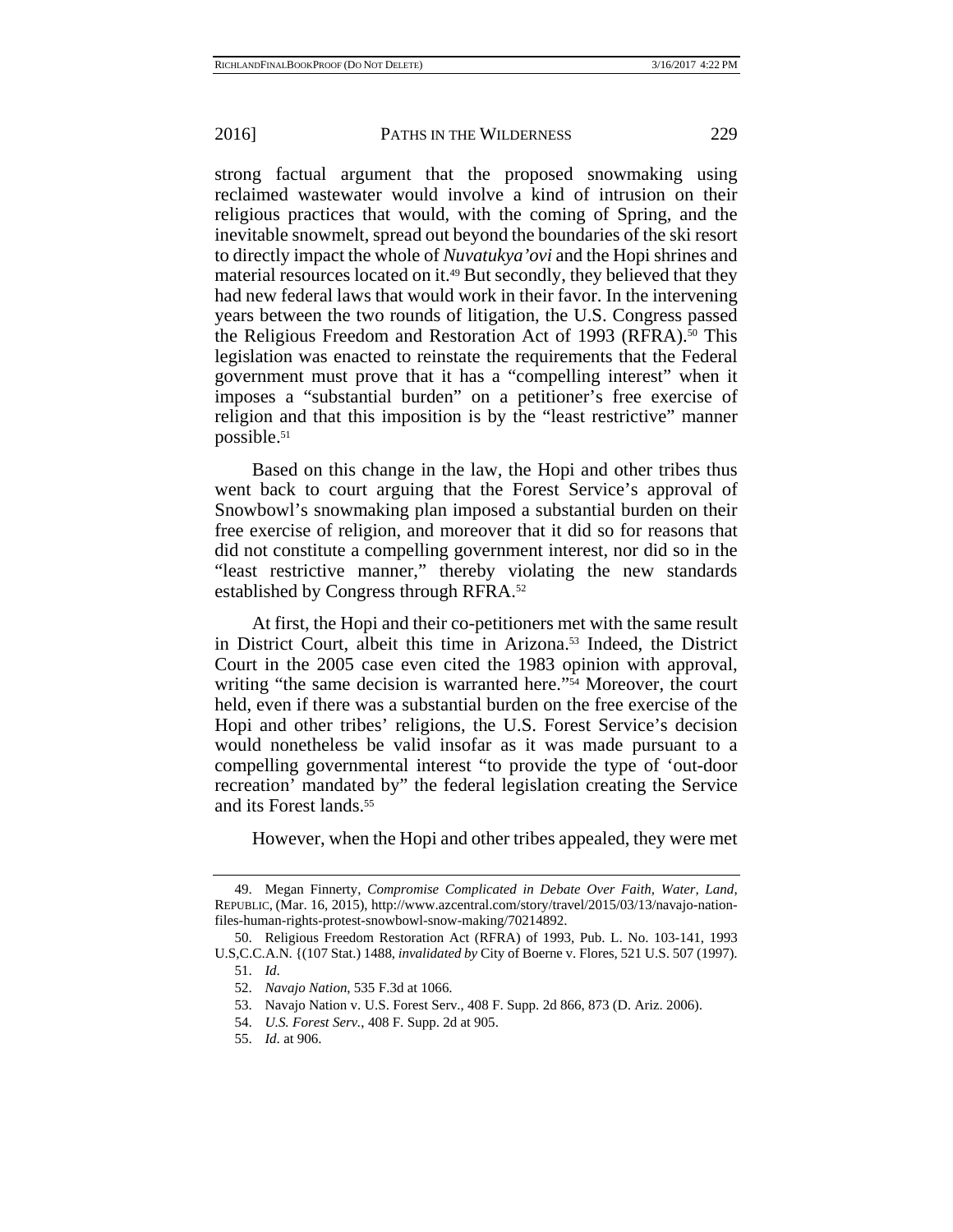strong factual argument that the proposed snowmaking using reclaimed wastewater would involve a kind of intrusion on their religious practices that would, with the coming of Spring, and the inevitable snowmelt, spread out beyond the boundaries of the ski resort to directly impact the whole of *Nuvatukya'ovi* and the Hopi shrines and material resources located on it.[49] But secondly, they believed that they had new federal laws that would work in their favor. In the intervening years between the two rounds of litigation, the U.S. Congress passed the Religious Freedom and Restoration Act of 1993 (RFRA).[50] This legislation was enacted to reinstate the requirements that the Federal government must prove that it has a "compelling interest" when it imposes a "substantial burden" on a petitioner's free exercise of religion and that this imposition is by the "least restrictive" manner possible.[51]

Based on this change in the law, the Hopi and other tribes thus went back to court arguing that the Forest Service's approval of Snowbowl's snowmaking plan imposed a substantial burden on their free exercise of religion, and moreover that it did so for reasons that did not constitute a compelling government interest, nor did so in the "least restrictive manner," thereby violating the new standards established by Congress through RFRA.[52]

At first, the Hopi and their co-petitioners met with the same result in District Court, albeit this time in Arizona.[53] Indeed, the District Court in the 2005 case even cited the 1983 opinion with approval, writing "the same decision is warranted here."[54] Moreover, the court held, even if there was a substantial burden on the free exercise of the Hopi and other tribes' religions, the U.S. Forest Service's decision would nonetheless be valid insofar as it was made pursuant to a compelling governmental interest "to provide the type of 'out-door recreation' mandated by" the federal legislation creating the Service and its Forest lands.[55]

However, when the Hopi and other tribes appealed, they were met

---

49. Megan Finnerty, *Compromise Complicated in Debate Over Faith, Water, Land*, REPUBLIC, (Mar. 16, 2015), http://www.azcentral.com/story/travel/2015/03/13/navajo-nation-files-human-rights-protest-snowbowl-snow-making/70214892.

50. Religious Freedom Restoration Act (RFRA) of 1993, Pub. L. No. 103-141, 1993 U.S,C.C.A.N. {(107 Stat.) 1488, *invalidated by* City of Boerne v. Flores, 521 U.S. 507 (1997).

51. *Id*.

52. *Navajo Nation*, 535 F.3d at 1066.

53. Navajo Nation v. U.S. Forest Serv., 408 F. Supp. 2d 866, 873 (D. Ariz. 2006).

54. *U.S. Forest Serv.*, 408 F. Supp. 2d at 905.

55. *Id*. at 906.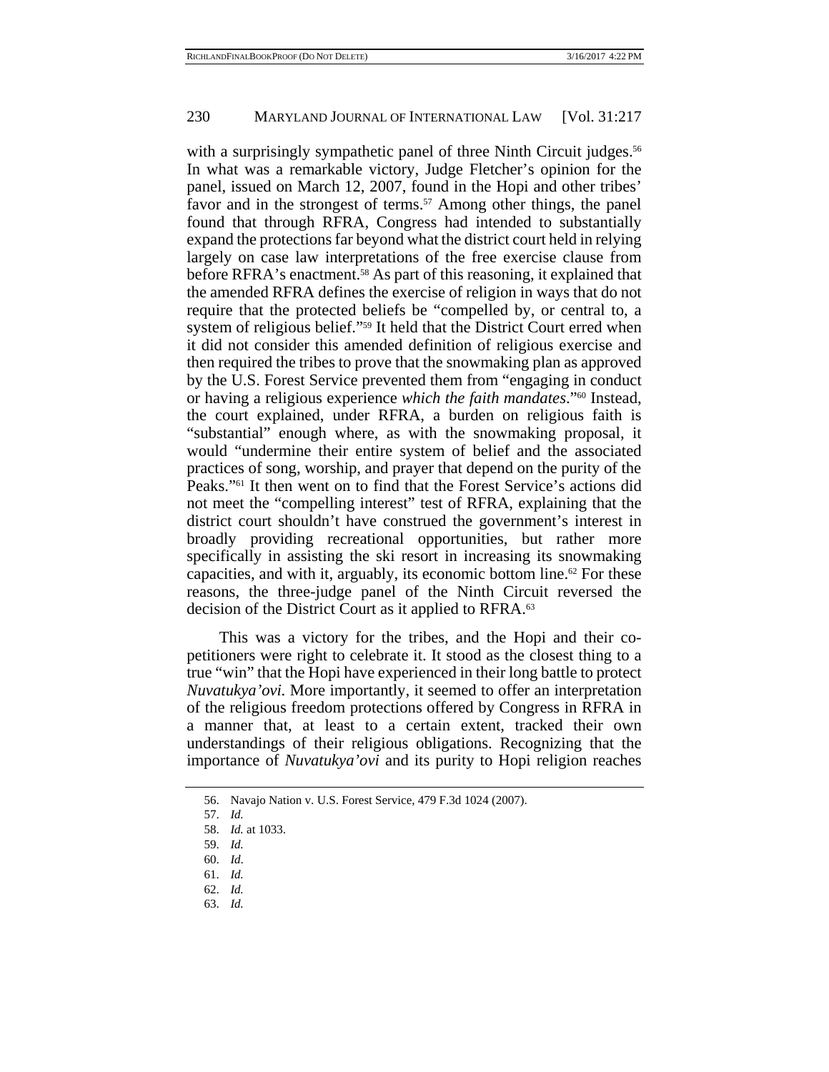with a surprisingly sympathetic panel of three Ninth Circuit judges.[56] In what was a remarkable victory, Judge Fletcher's opinion for the panel, issued on March 12, 2007, found in the Hopi and other tribes' favor and in the strongest of terms.[57] Among other things, the panel found that through RFRA, Congress had intended to substantially expand the protections far beyond what the district court held in relying largely on case law interpretations of the free exercise clause from before RFRA's enactment.[58] As part of this reasoning, it explained that the amended RFRA defines the exercise of religion in ways that do not require that the protected beliefs be "compelled by, or central to, a system of religious belief."[59] It held that the District Court erred when it did not consider this amended definition of religious exercise and then required the tribes to prove that the snowmaking plan as approved by the U.S. Forest Service prevented them from "engaging in conduct or having a religious experience *which the faith mandates*."[60] Instead, the court explained, under RFRA, a burden on religious faith is "substantial" enough where, as with the snowmaking proposal, it would "undermine their entire system of belief and the associated practices of song, worship, and prayer that depend on the purity of the Peaks."[61] It then went on to find that the Forest Service's actions did not meet the "compelling interest" test of RFRA, explaining that the district court shouldn't have construed the government's interest in broadly providing recreational opportunities, but rather more specifically in assisting the ski resort in increasing its snowmaking capacities, and with it, arguably, its economic bottom line.[62] For these reasons, the three-judge panel of the Ninth Circuit reversed the decision of the District Court as it applied to RFRA.[63]

This was a victory for the tribes, and the Hopi and their co-petitioners were right to celebrate it. It stood as the closest thing to a true "win" that the Hopi have experienced in their long battle to protect *Nuvatukya'ovi*. More importantly, it seemed to offer an interpretation of the religious freedom protections offered by Congress in RFRA in a manner that, at least to a certain extent, tracked their own understandings of their religious obligations. Recognizing that the importance of *Nuvatukya'ovi* and its purity to Hopi religion reaches

---

56. Navajo Nation v. U.S. Forest Service, 479 F.3d 1024 (2007).

57. *Id.*

58. *Id.* at 1033.

59. *Id.*

60. *Id*.

61. *Id.*

62. *Id.*

63. *Id.*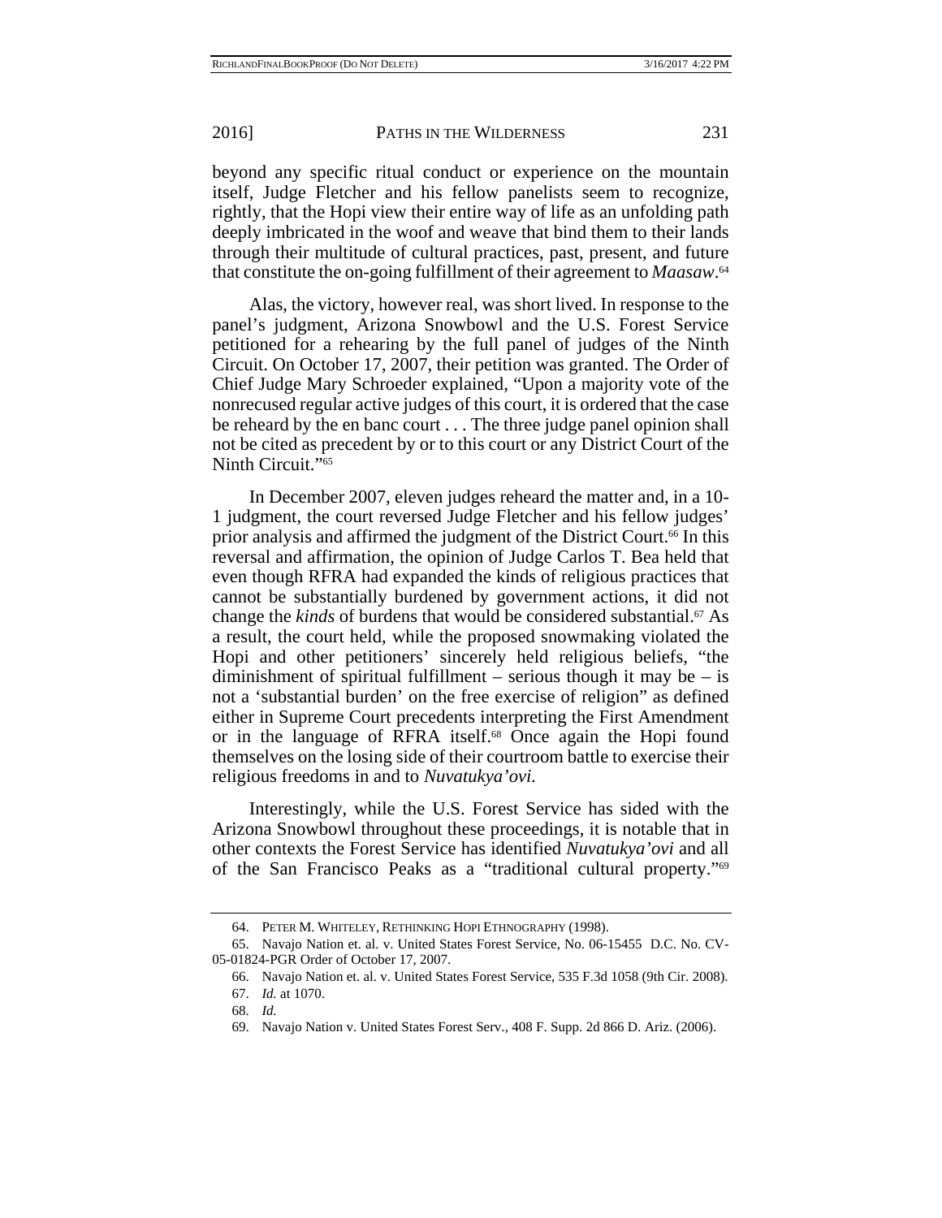beyond any specific ritual conduct or experience on the mountain itself, Judge Fletcher and his fellow panelists seem to recognize, rightly, that the Hopi view their entire way of life as an unfolding path deeply imbricated in the woof and weave that bind them to their lands through their multitude of cultural practices, past, present, and future that constitute the on-going fulfillment of their agreement to *Maasaw*.[64]

Alas, the victory, however real, was short lived. In response to the panel's judgment, Arizona Snowbowl and the U.S. Forest Service petitioned for a rehearing by the full panel of judges of the Ninth Circuit. On October 17, 2007, their petition was granted. The Order of Chief Judge Mary Schroeder explained, "Upon a majority vote of the nonrecused regular active judges of this court, it is ordered that the case be reheard by the en banc court . . . The three judge panel opinion shall not be cited as precedent by or to this court or any District Court of the Ninth Circuit."[65]

In December 2007, eleven judges reheard the matter and, in a 10-1 judgment, the court reversed Judge Fletcher and his fellow judges' prior analysis and affirmed the judgment of the District Court.[66] In this reversal and affirmation, the opinion of Judge Carlos T. Bea held that even though RFRA had expanded the kinds of religious practices that cannot be substantially burdened by government actions, it did not change the *kinds* of burdens that would be considered substantial.[67] As a result, the court held, while the proposed snowmaking violated the Hopi and other petitioners' sincerely held religious beliefs, "the diminishment of spiritual fulfillment – serious though it may be – is not a 'substantial burden' on the free exercise of religion" as defined either in Supreme Court precedents interpreting the First Amendment or in the language of RFRA itself.[68] Once again the Hopi found themselves on the losing side of their courtroom battle to exercise their religious freedoms in and to *Nuvatukya'ovi*.

Interestingly, while the U.S. Forest Service has sided with the Arizona Snowbowl throughout these proceedings, it is notable that in other contexts the Forest Service has identified *Nuvatukya'ovi* and all of the San Francisco Peaks as a "traditional cultural property."[69]

---

64. PETER M. WHITELEY, RETHINKING HOPI ETHNOGRAPHY (1998).

65. Navajo Nation et. al. v. United States Forest Service, No. 06-15455 D.C. No. CV-05-01824-PGR Order of October 17, 2007.

66. Navajo Nation et. al. v. United States Forest Service, 535 F.3d 1058 (9th Cir. 2008).

67. *Id.* at 1070.

68. *Id.*

69. Navajo Nation v. United States Forest Serv., 408 F. Supp. 2d 866 D. Ariz. (2006).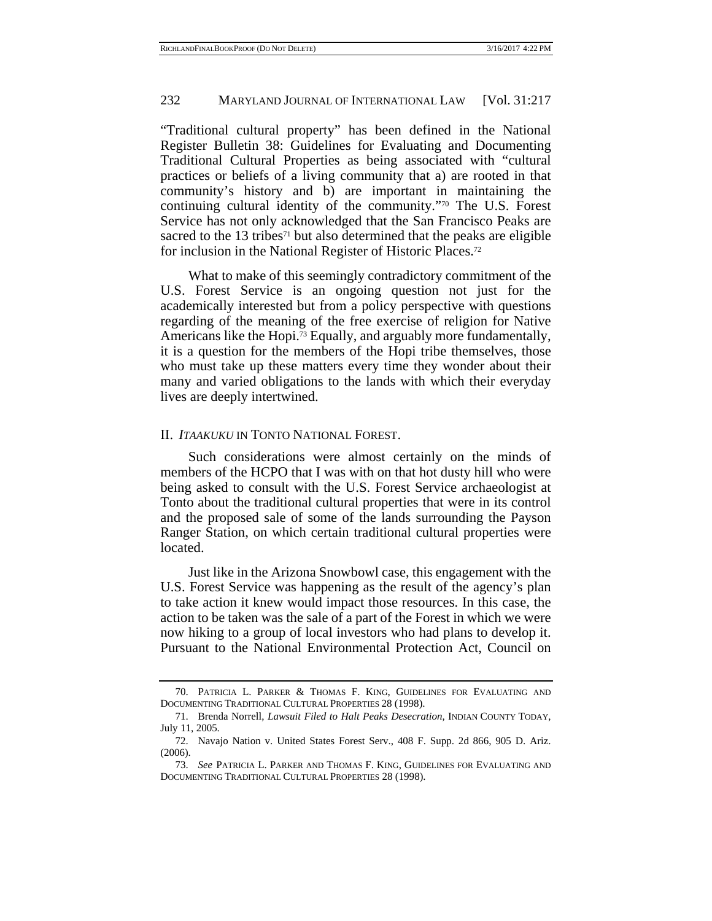"Traditional cultural property" has been defined in the National Register Bulletin 38: Guidelines for Evaluating and Documenting Traditional Cultural Properties as being associated with "cultural practices or beliefs of a living community that a) are rooted in that community's history and b) are important in maintaining the continuing cultural identity of the community."[70] The U.S. Forest Service has not only acknowledged that the San Francisco Peaks are sacred to the 13 tribes[71] but also determined that the peaks are eligible for inclusion in the National Register of Historic Places.[72]

What to make of this seemingly contradictory commitment of the U.S. Forest Service is an ongoing question not just for the academically interested but from a policy perspective with questions regarding of the meaning of the free exercise of religion for Native Americans like the Hopi.[73] Equally, and arguably more fundamentally, it is a question for the members of the Hopi tribe themselves, those who must take up these matters every time they wonder about their many and varied obligations to the lands with which their everyday lives are deeply intertwined.

## II. *ITAAKUKU* IN TONTO NATIONAL FOREST.

Such considerations were almost certainly on the minds of members of the HCPO that I was with on that hot dusty hill who were being asked to consult with the U.S. Forest Service archaeologist at Tonto about the traditional cultural properties that were in its control and the proposed sale of some of the lands surrounding the Payson Ranger Station, on which certain traditional cultural properties were located.

Just like in the Arizona Snowbowl case, this engagement with the U.S. Forest Service was happening as the result of the agency's plan to take action it knew would impact those resources. In this case, the action to be taken was the sale of a part of the Forest in which we were now hiking to a group of local investors who had plans to develop it. Pursuant to the National Environmental Protection Act, Council on

---

70. PATRICIA L. PARKER & THOMAS F. KING, GUIDELINES FOR EVALUATING AND DOCUMENTING TRADITIONAL CULTURAL PROPERTIES 28 (1998).

71. Brenda Norrell, *Lawsuit Filed to Halt Peaks Desecration*, INDIAN COUNTY TODAY, July 11, 2005.

72. Navajo Nation v. United States Forest Serv., 408 F. Supp. 2d 866, 905 D. Ariz. (2006).

73. *See* PATRICIA L. PARKER AND THOMAS F. KING, GUIDELINES FOR EVALUATING AND DOCUMENTING TRADITIONAL CULTURAL PROPERTIES 28 (1998).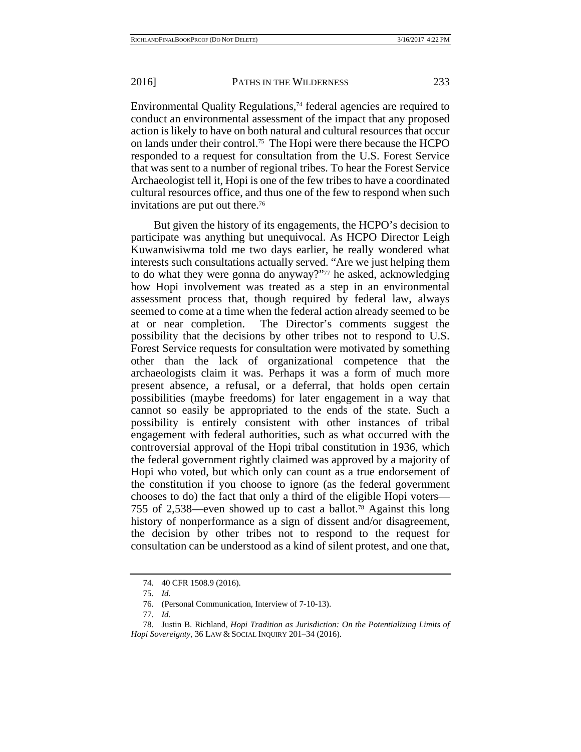Environmental Quality Regulations,[74] federal agencies are required to conduct an environmental assessment of the impact that any proposed action is likely to have on both natural and cultural resources that occur on lands under their control.[75] The Hopi were there because the HCPO responded to a request for consultation from the U.S. Forest Service that was sent to a number of regional tribes. To hear the Forest Service Archaeologist tell it, Hopi is one of the few tribes to have a coordinated cultural resources office, and thus one of the few to respond when such invitations are put out there.[76]

But given the history of its engagements, the HCPO's decision to participate was anything but unequivocal. As HCPO Director Leigh Kuwanwisiwma told me two days earlier, he really wondered what interests such consultations actually served. "Are we just helping them to do what they were gonna do anyway?"[77] he asked, acknowledging how Hopi involvement was treated as a step in an environmental assessment process that, though required by federal law, always seemed to come at a time when the federal action already seemed to be at or near completion. The Director's comments suggest the possibility that the decisions by other tribes not to respond to U.S. Forest Service requests for consultation were motivated by something other than the lack of organizational competence that the archaeologists claim it was. Perhaps it was a form of much more present absence, a refusal, or a deferral, that holds open certain possibilities (maybe freedoms) for later engagement in a way that cannot so easily be appropriated to the ends of the state. Such a possibility is entirely consistent with other instances of tribal engagement with federal authorities, such as what occurred with the controversial approval of the Hopi tribal constitution in 1936, which the federal government rightly claimed was approved by a majority of Hopi who voted, but which only can count as a true endorsement of the constitution if you choose to ignore (as the federal government chooses to do) the fact that only a third of the eligible Hopi voters—755 of 2,538—even showed up to cast a ballot.[78] Against this long history of nonperformance as a sign of dissent and/or disagreement, the decision by other tribes not to respond to the request for consultation can be understood as a kind of silent protest, and one that,

---

74. 40 CFR 1508.9 (2016).

75. *Id.*

76. (Personal Communication, Interview of 7-10-13).

77. *Id.*

78. Justin B. Richland, *Hopi Tradition as Jurisdiction: On the Potentializing Limits of Hopi Sovereignty*, 36 LAW & SOCIAL INQUIRY 201–34 (2016).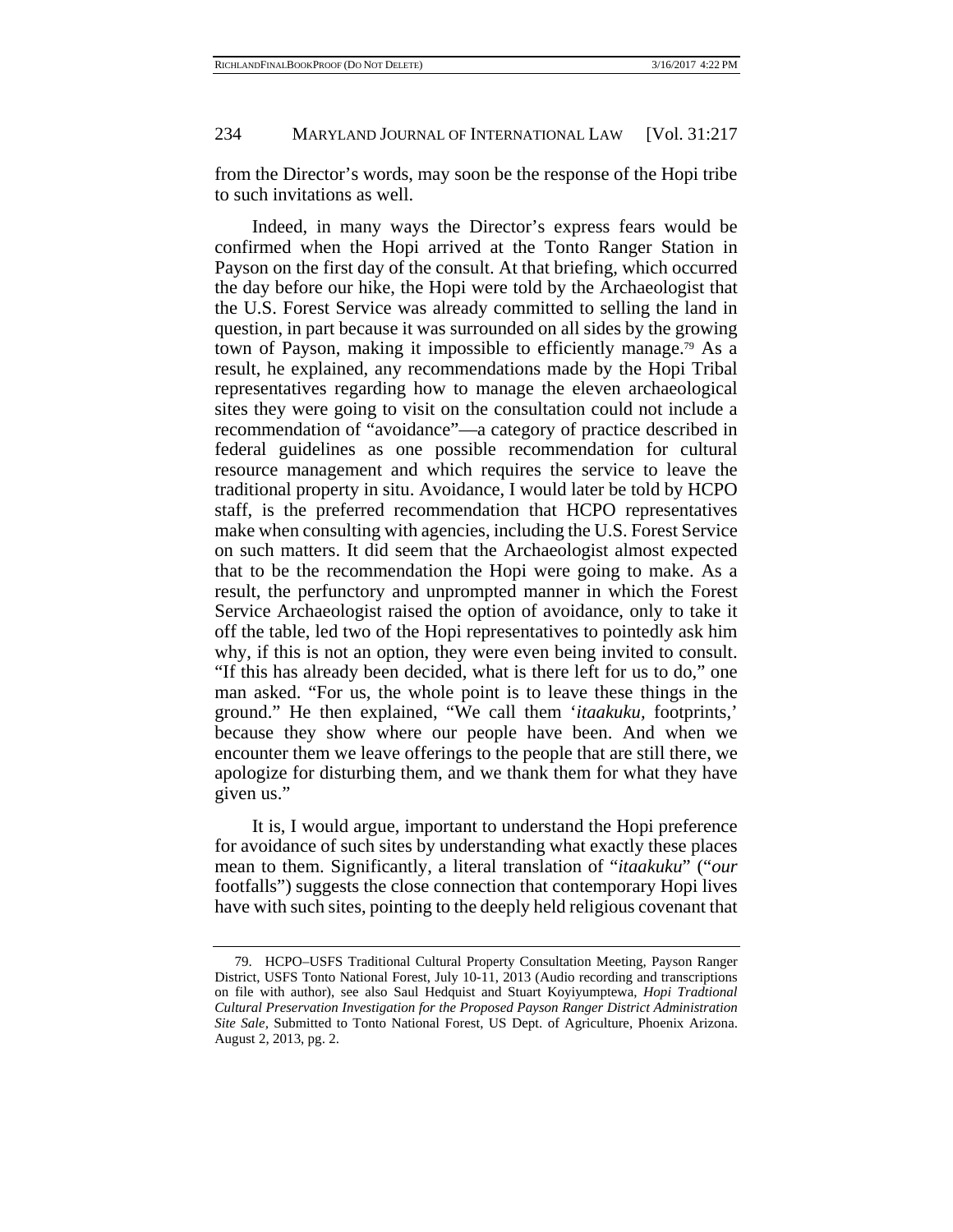from the Director's words, may soon be the response of the Hopi tribe to such invitations as well.

Indeed, in many ways the Director's express fears would be confirmed when the Hopi arrived at the Tonto Ranger Station in Payson on the first day of the consult. At that briefing, which occurred the day before our hike, the Hopi were told by the Archaeologist that the U.S. Forest Service was already committed to selling the land in question, in part because it was surrounded on all sides by the growing town of Payson, making it impossible to efficiently manage.[79] As a result, he explained, any recommendations made by the Hopi Tribal representatives regarding how to manage the eleven archaeological sites they were going to visit on the consultation could not include a recommendation of "avoidance"—a category of practice described in federal guidelines as one possible recommendation for cultural resource management and which requires the service to leave the traditional property in situ. Avoidance, I would later be told by HCPO staff, is the preferred recommendation that HCPO representatives make when consulting with agencies, including the U.S. Forest Service on such matters. It did seem that the Archaeologist almost expected that to be the recommendation the Hopi were going to make. As a result, the perfunctory and unprompted manner in which the Forest Service Archaeologist raised the option of avoidance, only to take it off the table, led two of the Hopi representatives to pointedly ask him why, if this is not an option, they were even being invited to consult. "If this has already been decided, what is there left for us to do," one man asked. "For us, the whole point is to leave these things in the ground." He then explained, "We call them '*itaakuku*, footprints,' because they show where our people have been. And when we encounter them we leave offerings to the people that are still there, we apologize for disturbing them, and we thank them for what they have given us."

It is, I would argue, important to understand the Hopi preference for avoidance of such sites by understanding what exactly these places mean to them. Significantly, a literal translation of "*itaakuku*" ("*our* footfalls") suggests the close connection that contemporary Hopi lives have with such sites, pointing to the deeply held religious covenant that

---

79. HCPO–USFS Traditional Cultural Property Consultation Meeting, Payson Ranger District, USFS Tonto National Forest, July 10-11, 2013 (Audio recording and transcriptions on file with author), see also Saul Hedquist and Stuart Koyiyumptewa, *Hopi Tradtional Cultural Preservation Investigation for the Proposed Payson Ranger District Administration Site Sale*, Submitted to Tonto National Forest, US Dept. of Agriculture, Phoenix Arizona. August 2, 2013, pg. 2.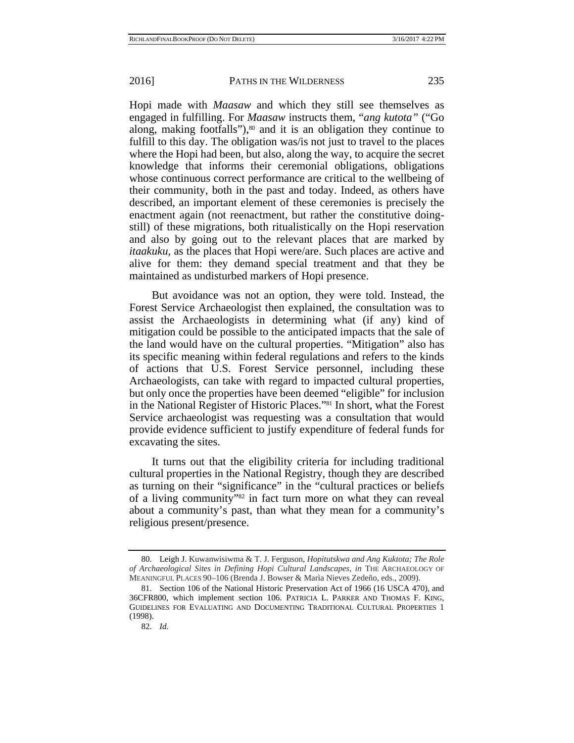Hopi made with *Maasaw* and which they still see themselves as engaged in fulfilling. For *Maasaw* instructs them, "*ang kutota"* ("Go along, making footfalls"),[80] and it is an obligation they continue to fulfill to this day. The obligation was/is not just to travel to the places where the Hopi had been, but also, along the way, to acquire the secret knowledge that informs their ceremonial obligations, obligations whose continuous correct performance are critical to the wellbeing of their community, both in the past and today. Indeed, as others have described, an important element of these ceremonies is precisely the enactment again (not reenactment, but rather the constitutive doing-still) of these migrations, both ritualistically on the Hopi reservation and also by going out to the relevant places that are marked by *itaakuku*, as the places that Hopi were/are. Such places are active and alive for them: they demand special treatment and that they be maintained as undisturbed markers of Hopi presence.

But avoidance was not an option, they were told. Instead, the Forest Service Archaeologist then explained, the consultation was to assist the Archaeologists in determining what (if any) kind of mitigation could be possible to the anticipated impacts that the sale of the land would have on the cultural properties. "Mitigation" also has its specific meaning within federal regulations and refers to the kinds of actions that U.S. Forest Service personnel, including these Archaeologists, can take with regard to impacted cultural properties, but only once the properties have been deemed "eligible" for inclusion in the National Register of Historic Places."[81] In short, what the Forest Service archaeologist was requesting was a consultation that would provide evidence sufficient to justify expenditure of federal funds for excavating the sites.

It turns out that the eligibility criteria for including traditional cultural properties in the National Registry, though they are described as turning on their "significance" in the "cultural practices or beliefs of a living community"[82] in fact turn more on what they can reveal about a community's past, than what they mean for a community's religious present/presence.

---

80. Leigh J. Kuwanwisiwma & T. J. Ferguson, *Hopitutskwa and Ang Kuktota; The Role of Archaeological Sites in Defining Hopi Cultural Landscapes*, *in* THE ARCHAEOLOGY OF MEANINGFUL PLACES 90–106 (Brenda J. Bowser & Marìa Nieves Zedeño, eds., 2009).

81. Section 106 of the National Historic Preservation Act of 1966 (16 USCA 470), and 36CFR800, which implement section 106. PATRICIA L. PARKER AND THOMAS F. KING, GUIDELINES FOR EVALUATING AND DOCUMENTING TRADITIONAL CULTURAL PROPERTIES 1 (1998).

82. *Id.*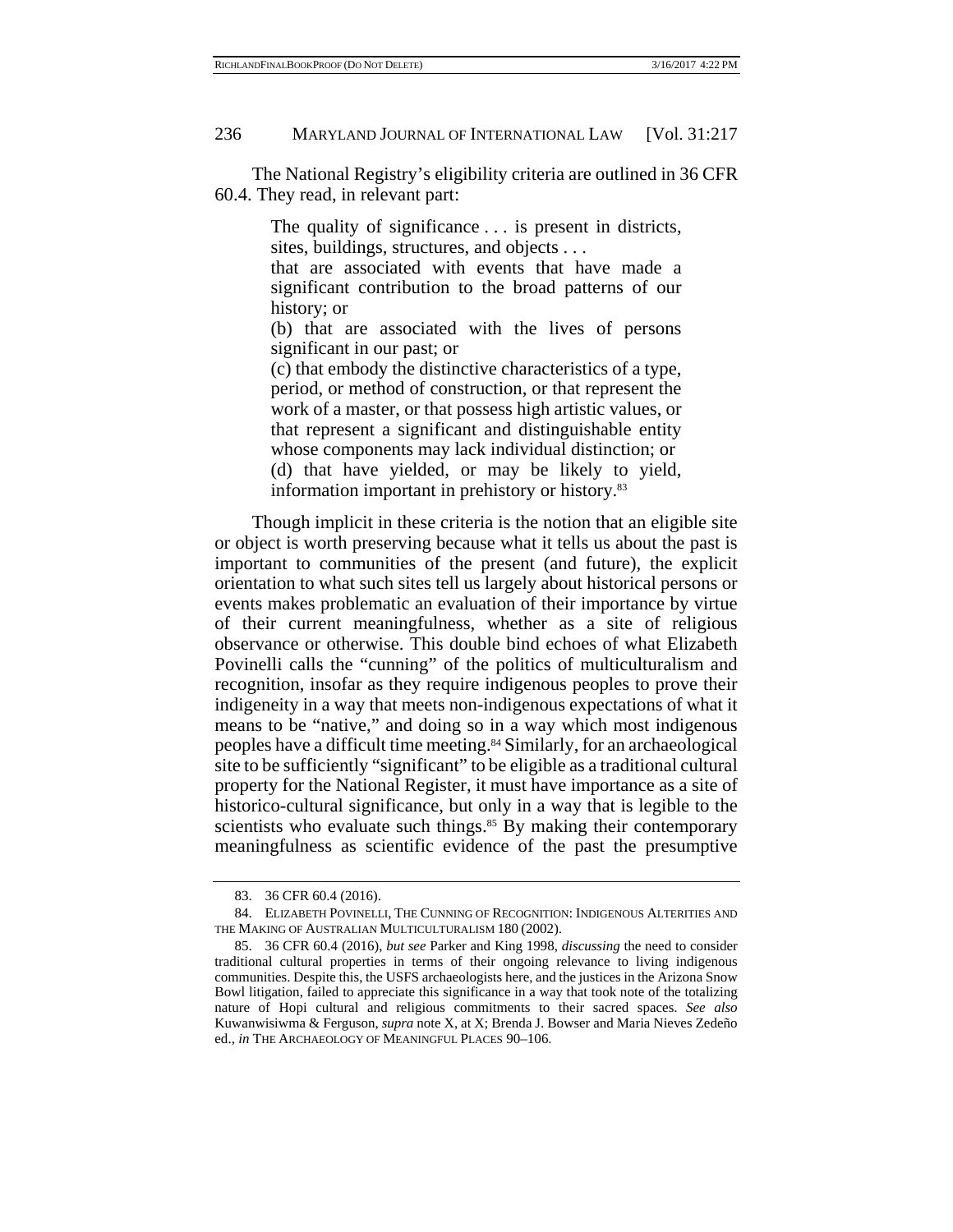The National Registry's eligibility criteria are outlined in 36 CFR 60.4. They read, in relevant part:

> The quality of significance . . . is present in districts, sites, buildings, structures, and objects . . .
>
> that are associated with events that have made a significant contribution to the broad patterns of our history; or
>
> (b) that are associated with the lives of persons significant in our past; or
>
> (c) that embody the distinctive characteristics of a type, period, or method of construction, or that represent the work of a master, or that possess high artistic values, or that represent a significant and distinguishable entity whose components may lack individual distinction; or
>
> (d) that have yielded, or may be likely to yield, information important in prehistory or history.[83]

Though implicit in these criteria is the notion that an eligible site or object is worth preserving because what it tells us about the past is important to communities of the present (and future), the explicit orientation to what such sites tell us largely about historical persons or events makes problematic an evaluation of their importance by virtue of their current meaningfulness, whether as a site of religious observance or otherwise. This double bind echoes of what Elizabeth Povinelli calls the "cunning" of the politics of multiculturalism and recognition, insofar as they require indigenous peoples to prove their indigeneity in a way that meets non-indigenous expectations of what it means to be "native," and doing so in a way which most indigenous peoples have a difficult time meeting.[84] Similarly, for an archaeological site to be sufficiently "significant" to be eligible as a traditional cultural property for the National Register, it must have importance as a site of historico-cultural significance, but only in a way that is legible to the scientists who evaluate such things.[85] By making their contemporary meaningfulness as scientific evidence of the past the presumptive

---

83. 36 CFR 60.4 (2016).

84. ELIZABETH POVINELLI, THE CUNNING OF RECOGNITION: INDIGENOUS ALTERITIES AND THE MAKING OF AUSTRALIAN MULTICULTURALISM 180 (2002).

85. 36 CFR 60.4 (2016), *but see* Parker and King 1998, *discussing* the need to consider traditional cultural properties in terms of their ongoing relevance to living indigenous communities. Despite this, the USFS archaeologists here, and the justices in the Arizona Snow Bowl litigation, failed to appreciate this significance in a way that took note of the totalizing nature of Hopi cultural and religious commitments to their sacred spaces. *See also* Kuwanwisiwma & Ferguson, *supra* note X, at X; Brenda J. Bowser and Maria Nieves Zedeño ed., *in* THE ARCHAEOLOGY OF MEANINGFUL PLACES 90–106.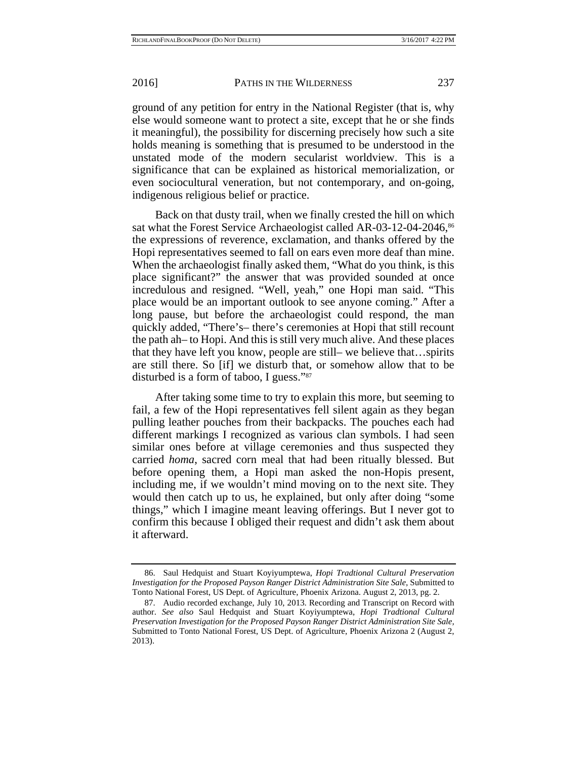ground of any petition for entry in the National Register (that is, why else would someone want to protect a site, except that he or she finds it meaningful), the possibility for discerning precisely how such a site holds meaning is something that is presumed to be understood in the unstated mode of the modern secularist worldview. This is a significance that can be explained as historical memorialization, or even sociocultural veneration, but not contemporary, and on-going, indigenous religious belief or practice.

Back on that dusty trail, when we finally crested the hill on which sat what the Forest Service Archaeologist called AR-03-12-04-2046,[86] the expressions of reverence, exclamation, and thanks offered by the Hopi representatives seemed to fall on ears even more deaf than mine. When the archaeologist finally asked them, "What do you think, is this place significant?" the answer that was provided sounded at once incredulous and resigned. "Well, yeah," one Hopi man said. "This place would be an important outlook to see anyone coming." After a long pause, but before the archaeologist could respond, the man quickly added, "There's– there's ceremonies at Hopi that still recount the path ah– to Hopi. And this is still very much alive. And these places that they have left you know, people are still– we believe that…spirits are still there. So [if] we disturb that, or somehow allow that to be disturbed is a form of taboo, I guess."[87]

After taking some time to try to explain this more, but seeming to fail, a few of the Hopi representatives fell silent again as they began pulling leather pouches from their backpacks. The pouches each had different markings I recognized as various clan symbols. I had seen similar ones before at village ceremonies and thus suspected they carried *homa*, sacred corn meal that had been ritually blessed. But before opening them, a Hopi man asked the non-Hopis present, including me, if we wouldn't mind moving on to the next site. They would then catch up to us, he explained, but only after doing "some things," which I imagine meant leaving offerings. But I never got to confirm this because I obliged their request and didn't ask them about it afterward.

---

86. Saul Hedquist and Stuart Koyiyumptewa, *Hopi Tradtional Cultural Preservation Investigation for the Proposed Payson Ranger District Administration Site Sale*, Submitted to Tonto National Forest, US Dept. of Agriculture, Phoenix Arizona. August 2, 2013, pg. 2.

87. Audio recorded exchange, July 10, 2013. Recording and Transcript on Record with author. *See also* Saul Hedquist and Stuart Koyiyumptewa, *Hopi Tradtional Cultural Preservation Investigation for the Proposed Payson Ranger District Administration Site Sale*, Submitted to Tonto National Forest, US Dept. of Agriculture, Phoenix Arizona 2 (August 2, 2013).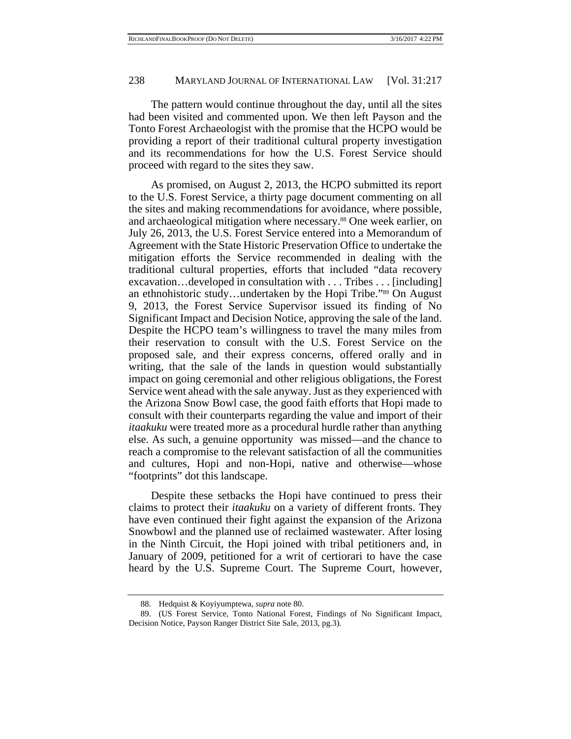The pattern would continue throughout the day, until all the sites had been visited and commented upon. We then left Payson and the Tonto Forest Archaeologist with the promise that the HCPO would be providing a report of their traditional cultural property investigation and its recommendations for how the U.S. Forest Service should proceed with regard to the sites they saw.

As promised, on August 2, 2013, the HCPO submitted its report to the U.S. Forest Service, a thirty page document commenting on all the sites and making recommendations for avoidance, where possible, and archaeological mitigation where necessary.[88] One week earlier, on July 26, 2013, the U.S. Forest Service entered into a Memorandum of Agreement with the State Historic Preservation Office to undertake the mitigation efforts the Service recommended in dealing with the traditional cultural properties, efforts that included "data recovery excavation…developed in consultation with . . . Tribes . . . [including] an ethnohistoric study…undertaken by the Hopi Tribe."[89] On August 9, 2013, the Forest Service Supervisor issued its finding of No Significant Impact and Decision Notice, approving the sale of the land. Despite the HCPO team's willingness to travel the many miles from their reservation to consult with the U.S. Forest Service on the proposed sale, and their express concerns, offered orally and in writing, that the sale of the lands in question would substantially impact on going ceremonial and other religious obligations, the Forest Service went ahead with the sale anyway. Just as they experienced with the Arizona Snow Bowl case, the good faith efforts that Hopi made to consult with their counterparts regarding the value and import of their *itaakuku* were treated more as a procedural hurdle rather than anything else. As such, a genuine opportunity was missed—and the chance to reach a compromise to the relevant satisfaction of all the communities and cultures, Hopi and non-Hopi, native and otherwise—whose "footprints" dot this landscape.

Despite these setbacks the Hopi have continued to press their claims to protect their *itaakuku* on a variety of different fronts. They have even continued their fight against the expansion of the Arizona Snowbowl and the planned use of reclaimed wastewater. After losing in the Ninth Circuit, the Hopi joined with tribal petitioners and, in January of 2009, petitioned for a writ of certiorari to have the case heard by the U.S. Supreme Court. The Supreme Court, however,

---

88. Hedquist & Koyiyumptewa, *supra* note 80.

89. (US Forest Service, Tonto National Forest, Findings of No Significant Impact, Decision Notice, Payson Ranger District Site Sale, 2013, pg.3).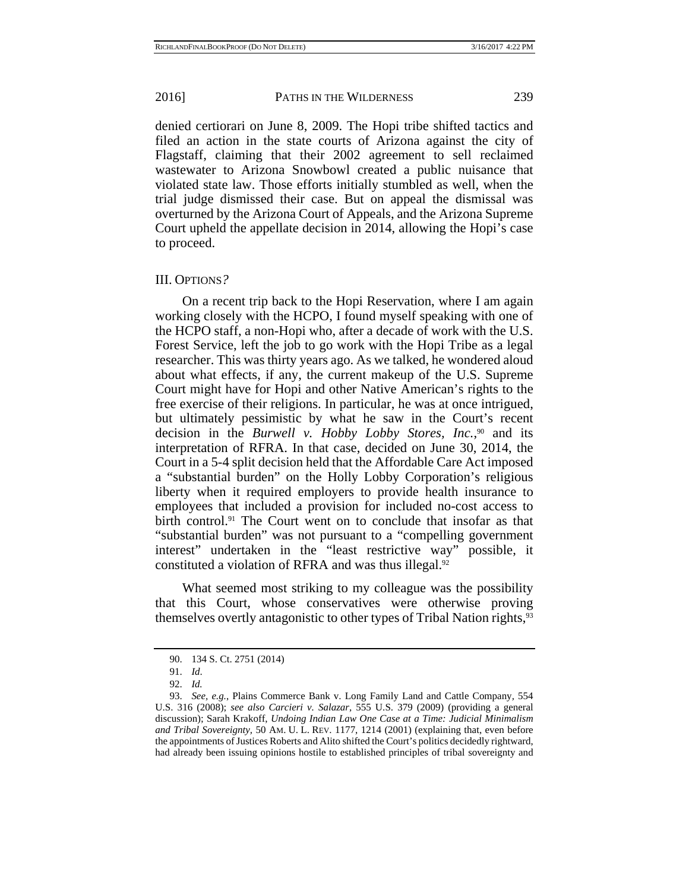denied certiorari on June 8, 2009. The Hopi tribe shifted tactics and filed an action in the state courts of Arizona against the city of Flagstaff, claiming that their 2002 agreement to sell reclaimed wastewater to Arizona Snowbowl created a public nuisance that violated state law. Those efforts initially stumbled as well, when the trial judge dismissed their case. But on appeal the dismissal was overturned by the Arizona Court of Appeals, and the Arizona Supreme Court upheld the appellate decision in 2014, allowing the Hopi's case to proceed.

## III. OPTIONS?

On a recent trip back to the Hopi Reservation, where I am again working closely with the HCPO, I found myself speaking with one of the HCPO staff, a non-Hopi who, after a decade of work with the U.S. Forest Service, left the job to go work with the Hopi Tribe as a legal researcher. This was thirty years ago. As we talked, he wondered aloud about what effects, if any, the current makeup of the U.S. Supreme Court might have for Hopi and other Native American's rights to the free exercise of their religions. In particular, he was at once intrigued, but ultimately pessimistic by what he saw in the Court's recent decision in the *Burwell v. Hobby Lobby Stores, Inc.*,[90] and its interpretation of RFRA. In that case, decided on June 30, 2014, the Court in a 5-4 split decision held that the Affordable Care Act imposed a "substantial burden" on the Holly Lobby Corporation's religious liberty when it required employers to provide health insurance to employees that included a provision for included no-cost access to birth control.[91] The Court went on to conclude that insofar as that "substantial burden" was not pursuant to a "compelling government interest" undertaken in the "least restrictive way" possible, it constituted a violation of RFRA and was thus illegal.[92]

What seemed most striking to my colleague was the possibility that this Court, whose conservatives were otherwise proving themselves overtly antagonistic to other types of Tribal Nation rights,[93]

---

90. 134 S. Ct. 2751 (2014)

91. *Id.*

92. *Id.*

93. *See, e.g.*, Plains Commerce Bank v. Long Family Land and Cattle Company, 554 U.S. 316 (2008); *see also Carcieri v. Salazar*, 555 U.S. 379 (2009) (providing a general discussion); Sarah Krakoff, *Undoing Indian Law One Case at a Time: Judicial Minimalism and Tribal Sovereignty*, 50 AM. U. L. REV. 1177, 1214 (2001) (explaining that, even before the appointments of Justices Roberts and Alito shifted the Court's politics decidedly rightward, had already been issuing opinions hostile to established principles of tribal sovereignty and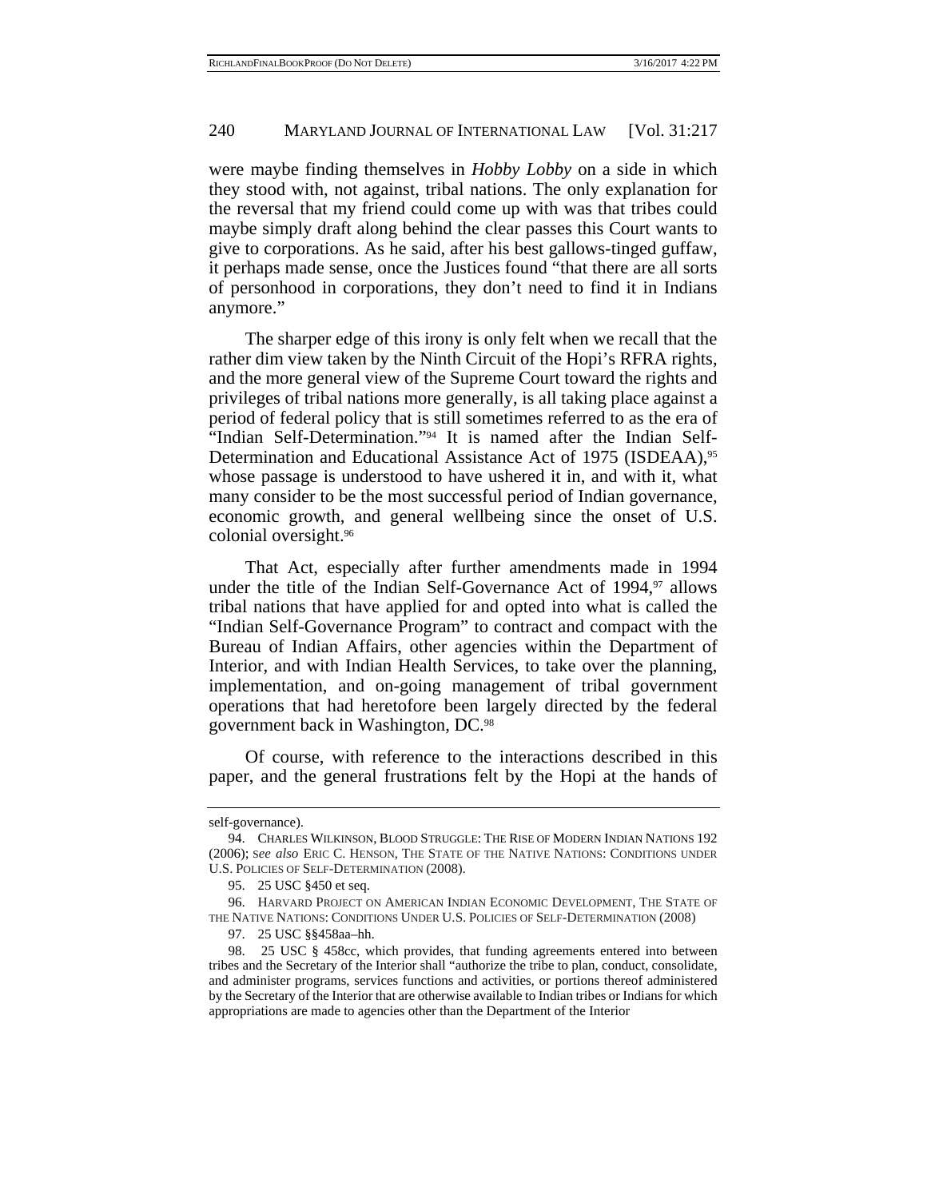were maybe finding themselves in *Hobby Lobby* on a side in which they stood with, not against, tribal nations. The only explanation for the reversal that my friend could come up with was that tribes could maybe simply draft along behind the clear passes this Court wants to give to corporations. As he said, after his best gallows-tinged guffaw, it perhaps made sense, once the Justices found "that there are all sorts of personhood in corporations, they don't need to find it in Indians anymore."

The sharper edge of this irony is only felt when we recall that the rather dim view taken by the Ninth Circuit of the Hopi's RFRA rights, and the more general view of the Supreme Court toward the rights and privileges of tribal nations more generally, is all taking place against a period of federal policy that is still sometimes referred to as the era of "Indian Self-Determination."[94] It is named after the Indian Self-Determination and Educational Assistance Act of 1975 (ISDEAA),[95] whose passage is understood to have ushered it in, and with it, what many consider to be the most successful period of Indian governance, economic growth, and general wellbeing since the onset of U.S. colonial oversight.[96]

That Act, especially after further amendments made in 1994 under the title of the Indian Self-Governance Act of 1994,[97] allows tribal nations that have applied for and opted into what is called the "Indian Self-Governance Program" to contract and compact with the Bureau of Indian Affairs, other agencies within the Department of Interior, and with Indian Health Services, to take over the planning, implementation, and on-going management of tribal government operations that had heretofore been largely directed by the federal government back in Washington, DC.[98]

Of course, with reference to the interactions described in this paper, and the general frustrations felt by the Hopi at the hands of

---

self-governance).

94. CHARLES WILKINSON, BLOOD STRUGGLE: THE RISE OF MODERN INDIAN NATIONS 192 (2006); *see also* ERIC C. HENSON, THE STATE OF THE NATIVE NATIONS: CONDITIONS UNDER U.S. POLICIES OF SELF-DETERMINATION (2008).

95. 25 USC §450 et seq.

96. HARVARD PROJECT ON AMERICAN INDIAN ECONOMIC DEVELOPMENT, THE STATE OF THE NATIVE NATIONS: CONDITIONS UNDER U.S. POLICIES OF SELF-DETERMINATION (2008)

97. 25 USC §§458aa–hh.

98. 25 USC § 458cc, which provides, that funding agreements entered into between tribes and the Secretary of the Interior shall "authorize the tribe to plan, conduct, consolidate, and administer programs, services functions and activities, or portions thereof administered by the Secretary of the Interior that are otherwise available to Indian tribes or Indians for which appropriations are made to agencies other than the Department of the Interior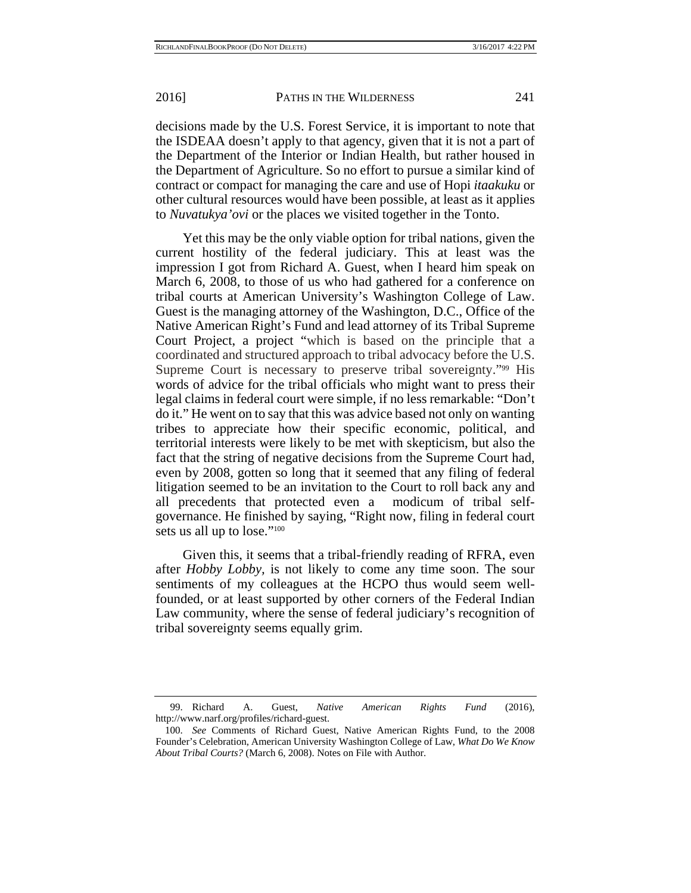decisions made by the U.S. Forest Service, it is important to note that the ISDEAA doesn't apply to that agency, given that it is not a part of the Department of the Interior or Indian Health, but rather housed in the Department of Agriculture. So no effort to pursue a similar kind of contract or compact for managing the care and use of Hopi *itaakuku* or other cultural resources would have been possible, at least as it applies to *Nuvatukya'ovi* or the places we visited together in the Tonto.

Yet this may be the only viable option for tribal nations, given the current hostility of the federal judiciary. This at least was the impression I got from Richard A. Guest, when I heard him speak on March 6, 2008, to those of us who had gathered for a conference on tribal courts at American University's Washington College of Law. Guest is the managing attorney of the Washington, D.C., Office of the Native American Right's Fund and lead attorney of its Tribal Supreme Court Project, a project "which is based on the principle that a coordinated and structured approach to tribal advocacy before the U.S. Supreme Court is necessary to preserve tribal sovereignty."[99] His words of advice for the tribal officials who might want to press their legal claims in federal court were simple, if no less remarkable: "Don't do it." He went on to say that this was advice based not only on wanting tribes to appreciate how their specific economic, political, and territorial interests were likely to be met with skepticism, but also the fact that the string of negative decisions from the Supreme Court had, even by 2008, gotten so long that it seemed that any filing of federal litigation seemed to be an invitation to the Court to roll back any and all precedents that protected even a modicum of tribal self-governance. He finished by saying, "Right now, filing in federal court sets us all up to lose."[100]

Given this, it seems that a tribal-friendly reading of RFRA, even after *Hobby Lobby,* is not likely to come any time soon. The sour sentiments of my colleagues at the HCPO thus would seem well-founded, or at least supported by other corners of the Federal Indian Law community, where the sense of federal judiciary's recognition of tribal sovereignty seems equally grim.

---

99. Richard A. Guest, *Native American Rights Fund* (2016), http://www.narf.org/profiles/richard-guest.

100. *See* Comments of Richard Guest, Native American Rights Fund, to the 2008 Founder's Celebration, American University Washington College of Law, *What Do We Know About Tribal Courts?* (March 6, 2008). Notes on File with Author.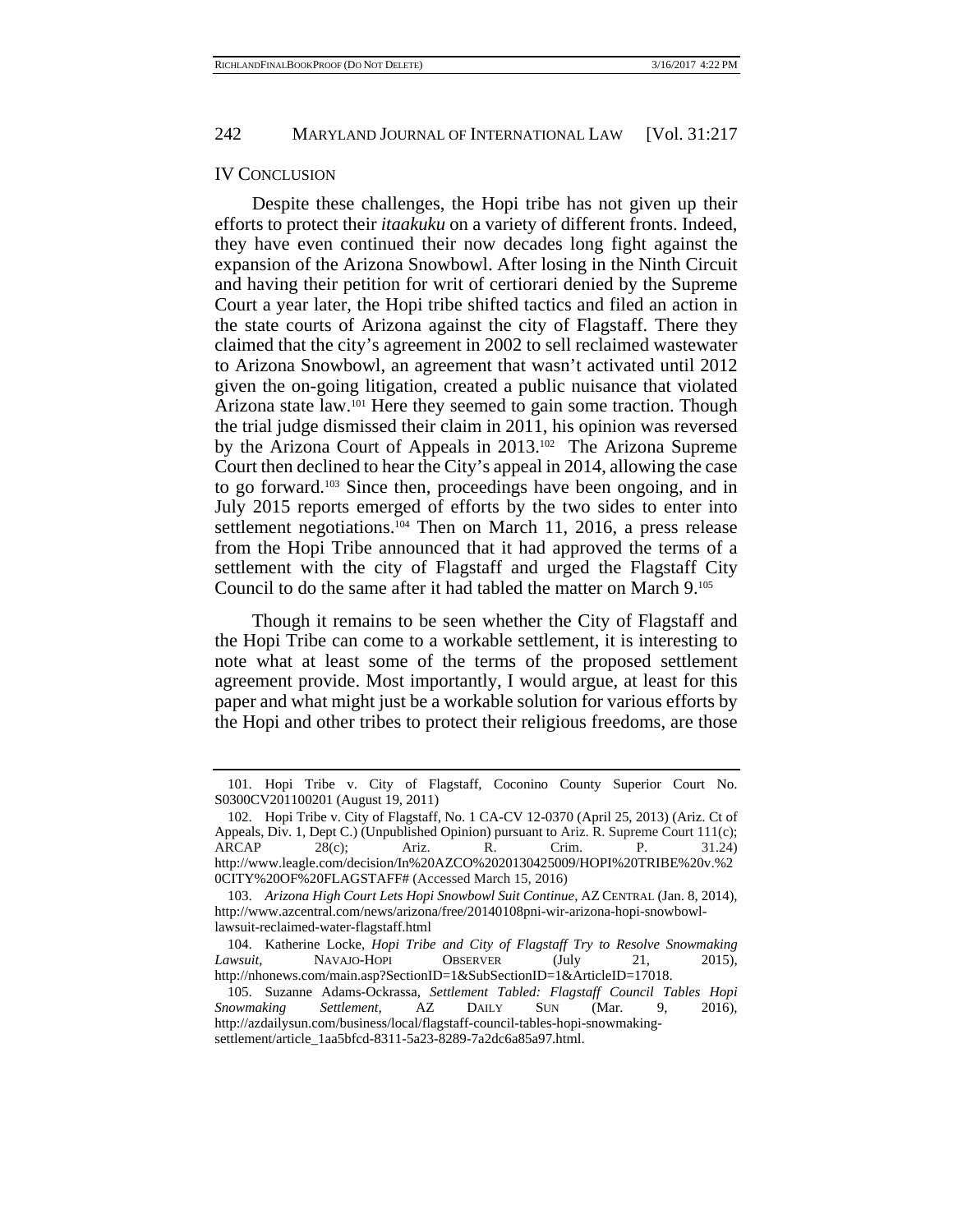## IV Conclusion

Despite these challenges, the Hopi tribe has not given up their efforts to protect their *itaakuku* on a variety of different fronts. Indeed, they have even continued their now decades long fight against the expansion of the Arizona Snowbowl. After losing in the Ninth Circuit and having their petition for writ of certiorari denied by the Supreme Court a year later, the Hopi tribe shifted tactics and filed an action in the state courts of Arizona against the city of Flagstaff. There they claimed that the city's agreement in 2002 to sell reclaimed wastewater to Arizona Snowbowl, an agreement that wasn't activated until 2012 given the on-going litigation, created a public nuisance that violated Arizona state law.[101] Here they seemed to gain some traction. Though the trial judge dismissed their claim in 2011, his opinion was reversed by the Arizona Court of Appeals in 2013.[102] The Arizona Supreme Court then declined to hear the City's appeal in 2014, allowing the case to go forward.[103] Since then, proceedings have been ongoing, and in July 2015 reports emerged of efforts by the two sides to enter into settlement negotiations.[104] Then on March 11, 2016, a press release from the Hopi Tribe announced that it had approved the terms of a settlement with the city of Flagstaff and urged the Flagstaff City Council to do the same after it had tabled the matter on March 9.[105]

Though it remains to be seen whether the City of Flagstaff and the Hopi Tribe can come to a workable settlement, it is interesting to note what at least some of the terms of the proposed settlement agreement provide. Most importantly, I would argue, at least for this paper and what might just be a workable solution for various efforts by the Hopi and other tribes to protect their religious freedoms, are those

---

101. Hopi Tribe v. City of Flagstaff, Coconino County Superior Court No. S0300CV201100201 (August 19, 2011)

102. Hopi Tribe v. City of Flagstaff, No. 1 CA-CV 12-0370 (April 25, 2013) (Ariz. Ct of Appeals, Div. 1, Dept C.) (Unpublished Opinion) pursuant to Ariz. R. Supreme Court 111(c); ARCAP 28(c); Ariz. R. Crim. P. 31.24) http://www.leagle.com/decision/In%20AZCO%2020130425009/HOPI%20TRIBE%20v.%20CITY%20OF%20FLAGSTAFF# (Accessed March 15, 2016)

103. *Arizona High Court Lets Hopi Snowbowl Suit Continue*, AZ CENTRAL (Jan. 8, 2014), http://www.azcentral.com/news/arizona/free/20140108pni-wir-arizona-hopi-snowbowl-lawsuit-reclaimed-water-flagstaff.html

104. Katherine Locke, *Hopi Tribe and City of Flagstaff Try to Resolve Snowmaking Lawsuit*, NAVAJO-HOPI OBSERVER (July 21, 2015), http://nhonews.com/main.asp?SectionID=1&SubSectionID=1&ArticleID=17018.

105. Suzanne Adams-Ockrassa, *Settlement Tabled: Flagstaff Council Tables Hopi Snowmaking Settlement*, AZ DAILY SUN (Mar. 9, 2016), http://azdailysun.com/business/local/flagstaff-council-tables-hopi-snowmaking-settlement/article_1aa5bfcd-8311-5a23-8289-7a2dc6a85a97.html.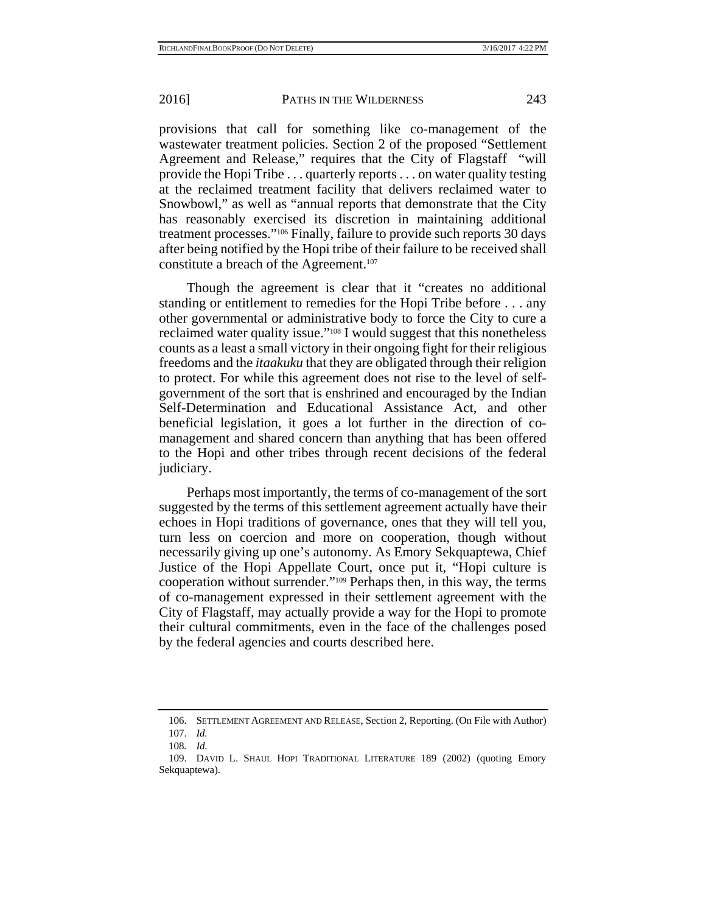provisions that call for something like co-management of the wastewater treatment policies. Section 2 of the proposed "Settlement Agreement and Release," requires that the City of Flagstaff "will provide the Hopi Tribe . . . quarterly reports . . . on water quality testing at the reclaimed treatment facility that delivers reclaimed water to Snowbowl," as well as "annual reports that demonstrate that the City has reasonably exercised its discretion in maintaining additional treatment processes."[106] Finally, failure to provide such reports 30 days after being notified by the Hopi tribe of their failure to be received shall constitute a breach of the Agreement.[107]

Though the agreement is clear that it "creates no additional standing or entitlement to remedies for the Hopi Tribe before . . . any other governmental or administrative body to force the City to cure a reclaimed water quality issue."[108] I would suggest that this nonetheless counts as a least a small victory in their ongoing fight for their religious freedoms and the *itaakuku* that they are obligated through their religion to protect. For while this agreement does not rise to the level of self-government of the sort that is enshrined and encouraged by the Indian Self-Determination and Educational Assistance Act, and other beneficial legislation, it goes a lot further in the direction of co-management and shared concern than anything that has been offered to the Hopi and other tribes through recent decisions of the federal judiciary.

Perhaps most importantly, the terms of co-management of the sort suggested by the terms of this settlement agreement actually have their echoes in Hopi traditions of governance, ones that they will tell you, turn less on coercion and more on cooperation, though without necessarily giving up one's autonomy. As Emory Sekquaptewa, Chief Justice of the Hopi Appellate Court, once put it, "Hopi culture is cooperation without surrender."[109] Perhaps then, in this way, the terms of co-management expressed in their settlement agreement with the City of Flagstaff, may actually provide a way for the Hopi to promote their cultural commitments, even in the face of the challenges posed by the federal agencies and courts described here.

---

106. SETTLEMENT AGREEMENT AND RELEASE, Section 2, Reporting. (On File with Author)

107. *Id.*

108. *Id.*

109. DAVID L. SHAUL HOPI TRADITIONAL LITERATURE 189 (2002) (quoting Emory Sekquaptewa).